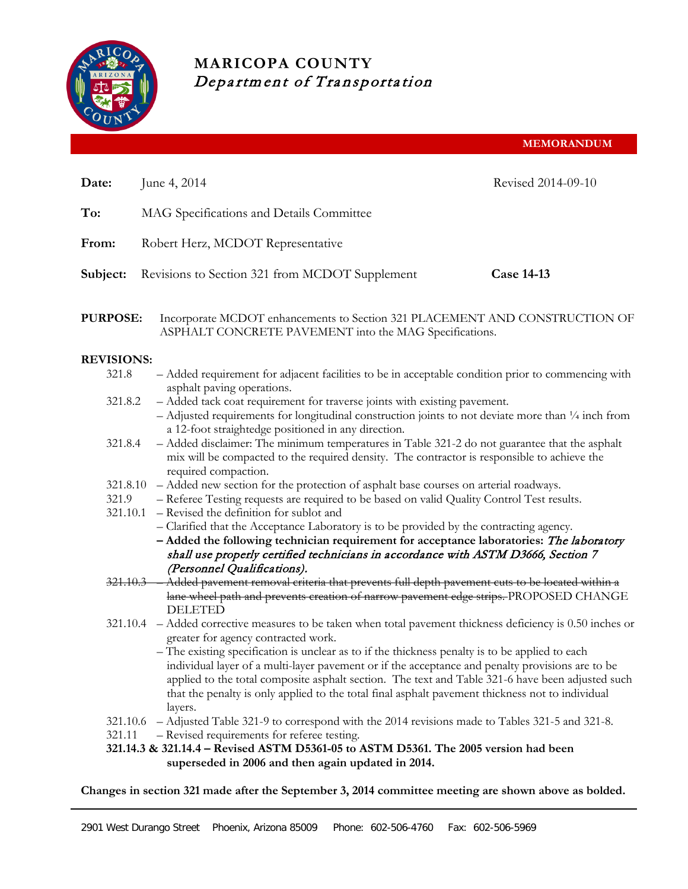# MARICOPA COUNTY
## *Department of Transportation*

**MEMORANDUM**

**Date:** June 4, 2014 Revised 2014-09-10

**To:** MAG Specifications and Details Committee

**From:** Robert Herz, MCDOT Representative

**Subject:** Revisions to Section 321 from MCDOT Supplement **Case 14-13**

**PURPOSE:** Incorporate MCDOT enhancements to Section 321 PLACEMENT AND CONSTRUCTION OF ASPHALT CONCRETE PAVEMENT into the MAG Specifications.

**REVISIONS:**

321.8 – Added requirement for adjacent facilities to be in acceptable condition prior to commencing with asphalt paving operations.

321.8.2 – Added tack coat requirement for traverse joints with existing pavement.
– Adjusted requirements for longitudinal construction joints to not deviate more than ¼ inch from a 12-foot straightedge positioned in any direction.

321.8.4 – Added disclaimer: The minimum temperatures in Table 321-2 do not guarantee that the asphalt mix will be compacted to the required density. The contractor is responsible to achieve the required compaction.

321.8.10 – Added new section for the protection of asphalt base courses on arterial roadways.

321.9 – Referee Testing requests are required to be based on valid Quality Control Test results.

321.10.1 – Revised the definition for sublot and
– Clarified that the Acceptance Laboratory is to be provided by the contracting agency.
**– Added the following technician requirement for acceptance laboratories:** ***The laboratory shall use properly certified technicians in accordance with ASTM D3666, Section 7 (Personnel Qualifications).***

~~321.10.3 – Added pavement removal criteria that prevents full depth pavement cuts to be located within a lane wheel path and prevents creation of narrow pavement edge strips.~~ PROPOSED CHANGE DELETED

321.10.4 – Added corrective measures to be taken when total pavement thickness deficiency is 0.50 inches or greater for agency contracted work.
– The existing specification is unclear as to if the thickness penalty is to be applied to each individual layer of a multi-layer pavement or if the acceptance and penalty provisions are to be applied to the total composite asphalt section. The text and Table 321-6 have been adjusted such that the penalty is only applied to the total final asphalt pavement thickness not to individual layers.

321.10.6 – Adjusted Table 321-9 to correspond with the 2014 revisions made to Tables 321-5 and 321-8.

321.11 – Revised requirements for referee testing.

**321.14.3 & 321.14.4 – Revised ASTM D5361-05 to ASTM D5361. The 2005 version had been superseded in 2006 and then again updated in 2014.**

**Changes in section 321 made after the September 3, 2014 committee meeting are shown above as bolded.**

2901 West Durango Street Phoenix, Arizona 85009 Phone: 602-506-4760 Fax: 602-506-5969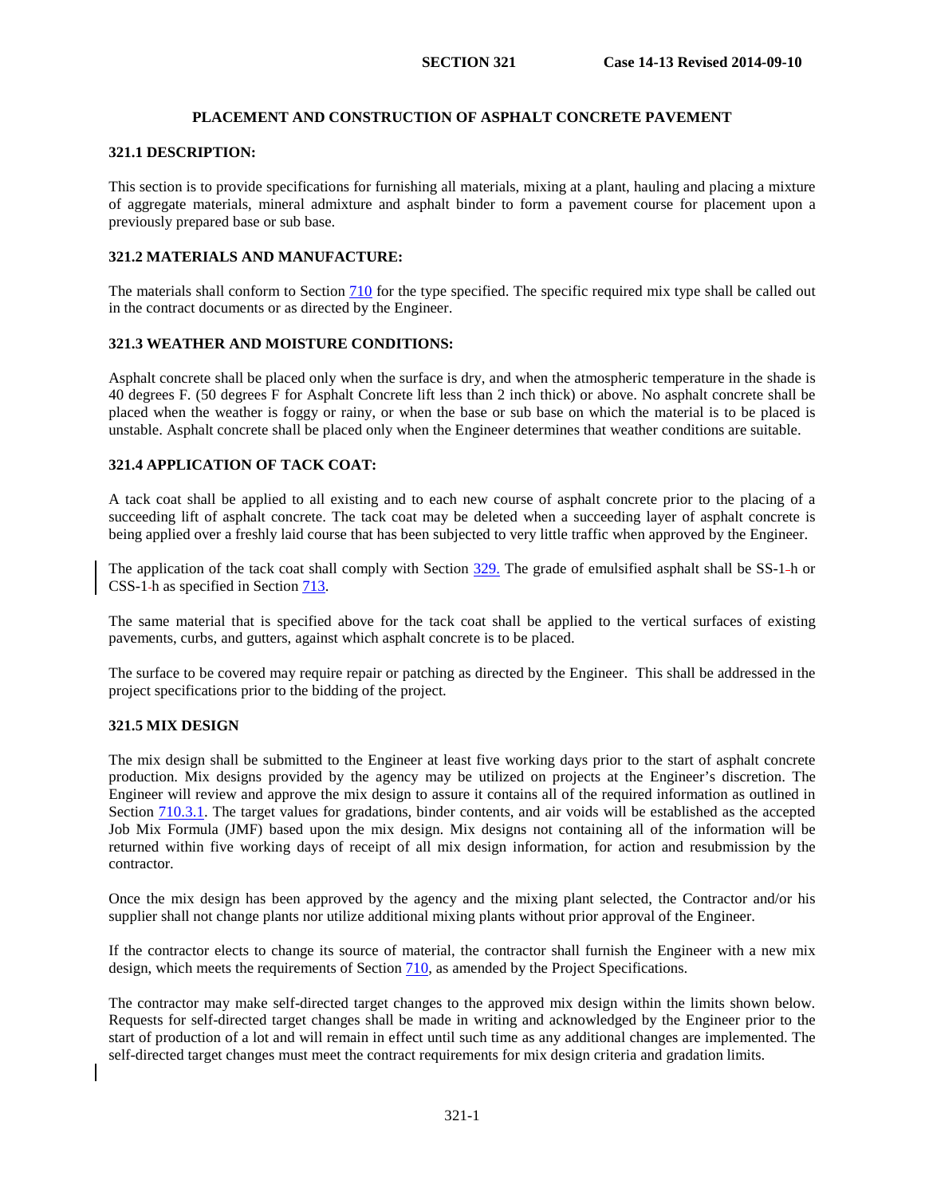# PLACEMENT AND CONSTRUCTION OF ASPHALT CONCRETE PAVEMENT

## 321.1 DESCRIPTION:

This section is to provide specifications for furnishing all materials, mixing at a plant, hauling and placing a mixture of aggregate materials, mineral admixture and asphalt binder to form a pavement course for placement upon a previously prepared base or sub base.

## 321.2 MATERIALS AND MANUFACTURE:

The materials shall conform to Section 710 for the type specified. The specific required mix type shall be called out in the contract documents or as directed by the Engineer.

## 321.3 WEATHER AND MOISTURE CONDITIONS:

Asphalt concrete shall be placed only when the surface is dry, and when the atmospheric temperature in the shade is 40 degrees F. (50 degrees F for Asphalt Concrete lift less than 2 inch thick) or above. No asphalt concrete shall be placed when the weather is foggy or rainy, or when the base or sub base on which the material is to be placed is unstable. Asphalt concrete shall be placed only when the Engineer determines that weather conditions are suitable.

## 321.4 APPLICATION OF TACK COAT:

A tack coat shall be applied to all existing and to each new course of asphalt concrete prior to the placing of a succeeding lift of asphalt concrete. The tack coat may be deleted when a succeeding layer of asphalt concrete is being applied over a freshly laid course that has been subjected to very little traffic when approved by the Engineer.

The application of the tack coat shall comply with Section 329. The grade of emulsified asphalt shall be SS-1-h or CSS-1-h as specified in Section 713.

The same material that is specified above for the tack coat shall be applied to the vertical surfaces of existing pavements, curbs, and gutters, against which asphalt concrete is to be placed.

The surface to be covered may require repair or patching as directed by the Engineer. This shall be addressed in the project specifications prior to the bidding of the project.

## 321.5 MIX DESIGN

The mix design shall be submitted to the Engineer at least five working days prior to the start of asphalt concrete production. Mix designs provided by the agency may be utilized on projects at the Engineer's discretion. The Engineer will review and approve the mix design to assure it contains all of the required information as outlined in Section 710.3.1. The target values for gradations, binder contents, and air voids will be established as the accepted Job Mix Formula (JMF) based upon the mix design. Mix designs not containing all of the information will be returned within five working days of receipt of all mix design information, for action and resubmission by the contractor.

Once the mix design has been approved by the agency and the mixing plant selected, the Contractor and/or his supplier shall not change plants nor utilize additional mixing plants without prior approval of the Engineer.

If the contractor elects to change its source of material, the contractor shall furnish the Engineer with a new mix design, which meets the requirements of Section 710, as amended by the Project Specifications.

The contractor may make self-directed target changes to the approved mix design within the limits shown below. Requests for self-directed target changes shall be made in writing and acknowledged by the Engineer prior to the start of production of a lot and will remain in effect until such time as any additional changes are implemented. The self-directed target changes must meet the contract requirements for mix design criteria and gradation limits.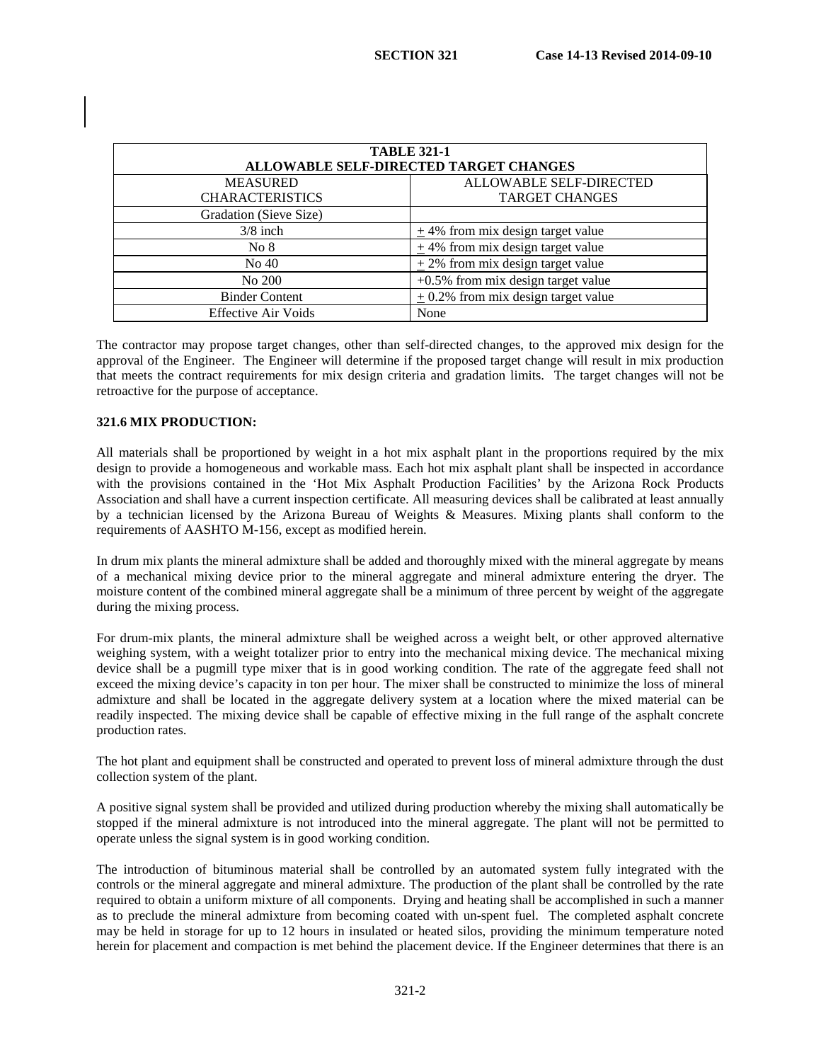| TABLE 321-1 ALLOWABLE SELF-DIRECTED TARGET CHANGES | |
|---|---|
| MEASURED CHARACTERISTICS | ALLOWABLE SELF-DIRECTED TARGET CHANGES |
| Gradation (Sieve Size) | |
| 3/8 inch | ± 4% from mix design target value |
| No 8 | ± 4% from mix design target value |
| No 40 | ± 2% from mix design target value |
| No 200 | +0.5% from mix design target value |
| Binder Content | ± 0.2% from mix design target value |
| Effective Air Voids | None |

The contractor may propose target changes, other than self-directed changes, to the approved mix design for the approval of the Engineer. The Engineer will determine if the proposed target change will result in mix production that meets the contract requirements for mix design criteria and gradation limits. The target changes will not be retroactive for the purpose of acceptance.

**321.6 MIX PRODUCTION:**

All materials shall be proportioned by weight in a hot mix asphalt plant in the proportions required by the mix design to provide a homogeneous and workable mass. Each hot mix asphalt plant shall be inspected in accordance with the provisions contained in the 'Hot Mix Asphalt Production Facilities' by the Arizona Rock Products Association and shall have a current inspection certificate. All measuring devices shall be calibrated at least annually by a technician licensed by the Arizona Bureau of Weights & Measures. Mixing plants shall conform to the requirements of AASHTO M-156, except as modified herein.

In drum mix plants the mineral admixture shall be added and thoroughly mixed with the mineral aggregate by means of a mechanical mixing device prior to the mineral aggregate and mineral admixture entering the dryer. The moisture content of the combined mineral aggregate shall be a minimum of three percent by weight of the aggregate during the mixing process.

For drum-mix plants, the mineral admixture shall be weighed across a weight belt, or other approved alternative weighing system, with a weight totalizer prior to entry into the mechanical mixing device. The mechanical mixing device shall be a pugmill type mixer that is in good working condition. The rate of the aggregate feed shall not exceed the mixing device's capacity in ton per hour. The mixer shall be constructed to minimize the loss of mineral admixture and shall be located in the aggregate delivery system at a location where the mixed material can be readily inspected. The mixing device shall be capable of effective mixing in the full range of the asphalt concrete production rates.

The hot plant and equipment shall be constructed and operated to prevent loss of mineral admixture through the dust collection system of the plant.

A positive signal system shall be provided and utilized during production whereby the mixing shall automatically be stopped if the mineral admixture is not introduced into the mineral aggregate. The plant will not be permitted to operate unless the signal system is in good working condition.

The introduction of bituminous material shall be controlled by an automated system fully integrated with the controls or the mineral aggregate and mineral admixture. The production of the plant shall be controlled by the rate required to obtain a uniform mixture of all components. Drying and heating shall be accomplished in such a manner as to preclude the mineral admixture from becoming coated with un-spent fuel. The completed asphalt concrete may be held in storage for up to 12 hours in insulated or heated silos, providing the minimum temperature noted herein for placement and compaction is met behind the placement device. If the Engineer determines that there is an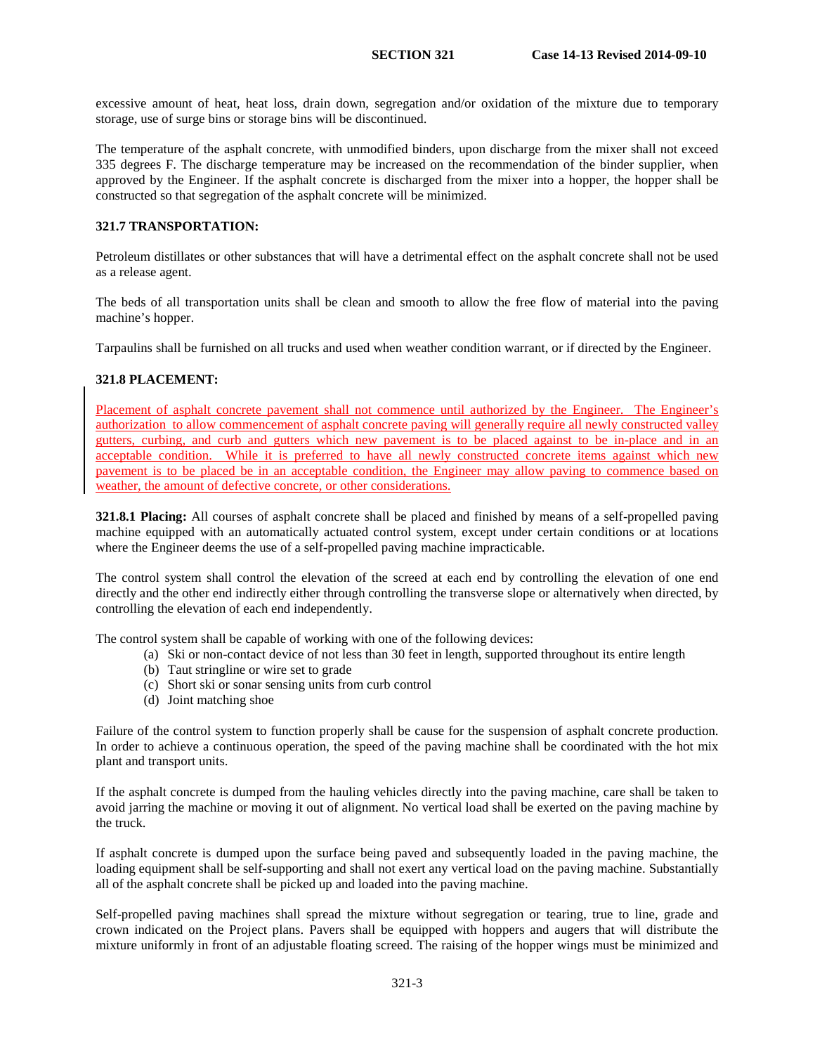excessive amount of heat, heat loss, drain down, segregation and/or oxidation of the mixture due to temporary storage, use of surge bins or storage bins will be discontinued.

The temperature of the asphalt concrete, with unmodified binders, upon discharge from the mixer shall not exceed 335 degrees F. The discharge temperature may be increased on the recommendation of the binder supplier, when approved by the Engineer. If the asphalt concrete is discharged from the mixer into a hopper, the hopper shall be constructed so that segregation of the asphalt concrete will be minimized.

**321.7 TRANSPORTATION:**

Petroleum distillates or other substances that will have a detrimental effect on the asphalt concrete shall not be used as a release agent.

The beds of all transportation units shall be clean and smooth to allow the free flow of material into the paving machine's hopper.

Tarpaulins shall be furnished on all trucks and used when weather condition warrant, or if directed by the Engineer.

**321.8 PLACEMENT:**

Placement of asphalt concrete pavement shall not commence until authorized by the Engineer. The Engineer's authorization to allow commencement of asphalt concrete paving will generally require all newly constructed valley gutters, curbing, and curb and gutters which new pavement is to be placed against to be in-place and in an acceptable condition. While it is preferred to have all newly constructed concrete items against which new pavement is to be placed be in an acceptable condition, the Engineer may allow paving to commence based on weather, the amount of defective concrete, or other considerations.

**321.8.1 Placing:** All courses of asphalt concrete shall be placed and finished by means of a self-propelled paving machine equipped with an automatically actuated control system, except under certain conditions or at locations where the Engineer deems the use of a self-propelled paving machine impracticable.

The control system shall control the elevation of the screed at each end by controlling the elevation of one end directly and the other end indirectly either through controlling the transverse slope or alternatively when directed, by controlling the elevation of each end independently.

The control system shall be capable of working with one of the following devices:

(a) Ski or non-contact device of not less than 30 feet in length, supported throughout its entire length
(b) Taut stringline or wire set to grade
(c) Short ski or sonar sensing units from curb control
(d) Joint matching shoe

Failure of the control system to function properly shall be cause for the suspension of asphalt concrete production. In order to achieve a continuous operation, the speed of the paving machine shall be coordinated with the hot mix plant and transport units.

If the asphalt concrete is dumped from the hauling vehicles directly into the paving machine, care shall be taken to avoid jarring the machine or moving it out of alignment. No vertical load shall be exerted on the paving machine by the truck.

If asphalt concrete is dumped upon the surface being paved and subsequently loaded in the paving machine, the loading equipment shall be self-supporting and shall not exert any vertical load on the paving machine. Substantially all of the asphalt concrete shall be picked up and loaded into the paving machine.

Self-propelled paving machines shall spread the mixture without segregation or tearing, true to line, grade and crown indicated on the Project plans. Pavers shall be equipped with hoppers and augers that will distribute the mixture uniformly in front of an adjustable floating screed. The raising of the hopper wings must be minimized and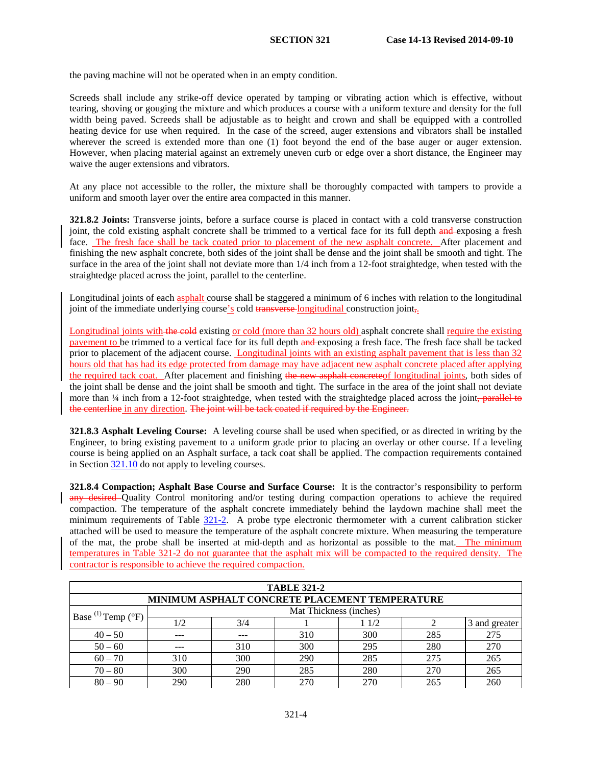the paving machine will not be operated when in an empty condition.

Screeds shall include any strike-off device operated by tamping or vibrating action which is effective, without tearing, shoving or gouging the mixture and which produces a course with a uniform texture and density for the full width being paved. Screeds shall be adjustable as to height and crown and shall be equipped with a controlled heating device for use when required. In the case of the screed, auger extensions and vibrators shall be installed wherever the screed is extended more than one (1) foot beyond the end of the base auger or auger extension. However, when placing material against an extremely uneven curb or edge over a short distance, the Engineer may waive the auger extensions and vibrators.

At any place not accessible to the roller, the mixture shall be thoroughly compacted with tampers to provide a uniform and smooth layer over the entire area compacted in this manner.

**321.8.2 Joints:** Transverse joints, before a surface course is placed in contact with a cold transverse construction joint, the cold existing asphalt concrete shall be trimmed to a vertical face for its full depth ~~and~~ exposing a fresh face. The fresh face shall be tack coated prior to placement of the new asphalt concrete. After placement and finishing the new asphalt concrete, both sides of the joint shall be dense and the joint shall be smooth and tight. The surface in the area of the joint shall not deviate more than 1/4 inch from a 12-foot straightedge, when tested with the straightedge placed across the joint, parallel to the centerline.

Longitudinal joints of each asphalt course shall be staggered a minimum of 6 inches with relation to the longitudinal joint of the immediate underlying course's cold ~~transverse~~ longitudinal construction joint~~,~~.

Longitudinal joints with ~~the cold~~ existing or cold (more than 32 hours old) asphalt concrete shall require the existing pavement to be trimmed to a vertical face for its full depth ~~and~~ exposing a fresh face. The fresh face shall be tacked prior to placement of the adjacent course. Longitudinal joints with an existing asphalt pavement that is less than 32 hours old that has had its edge protected from damage may have adjacent new asphalt concrete placed after applying the required tack coat. After placement and finishing ~~the new asphalt concrete~~of longitudinal joints, both sides of the joint shall be dense and the joint shall be smooth and tight. The surface in the area of the joint shall not deviate more than ¼ inch from a 12-foot straightedge, when tested with the straightedge placed across the joint~~, parallel to the centerline~~ in any direction. ~~The joint will be tack coated if required by the Engineer.~~

**321.8.3 Asphalt Leveling Course:** A leveling course shall be used when specified, or as directed in writing by the Engineer, to bring existing pavement to a uniform grade prior to placing an overlay or other course. If a leveling course is being applied on an Asphalt surface, a tack coat shall be applied. The compaction requirements contained in Section 321.10 do not apply to leveling courses.

**321.8.4 Compaction; Asphalt Base Course and Surface Course:** It is the contractor's responsibility to perform ~~any desired~~ Quality Control monitoring and/or testing during compaction operations to achieve the required compaction. The temperature of the asphalt concrete immediately behind the laydown machine shall meet the minimum requirements of Table 321-2. A probe type electronic thermometer with a current calibration sticker attached will be used to measure the temperature of the asphalt concrete mixture. When measuring the temperature of the mat, the probe shall be inserted at mid-depth and as horizontal as possible to the mat. The minimum temperatures in Table 321-2 do not guarantee that the asphalt mix will be compacted to the required density. The contractor is responsible to achieve the required compaction.

**TABLE 321-2**
**MINIMUM ASPHALT CONCRETE PLACEMENT TEMPERATURE**

| Base [(1)] Temp (°F) | Mat Thickness (inches) | | | | | |
|---|---|---|---|---|---|---|
| | 1/2 | 3/4 | 1 | 1 1/2 | 2 | 3 and greater |
| 40 – 50 | --- | --- | 310 | 300 | 285 | 275 |
| 50 – 60 | --- | 310 | 300 | 295 | 280 | 270 |
| 60 – 70 | 310 | 300 | 290 | 285 | 275 | 265 |
| 70 – 80 | 300 | 290 | 285 | 280 | 270 | 265 |
| 80 – 90 | 290 | 280 | 270 | 270 | 265 | 260 |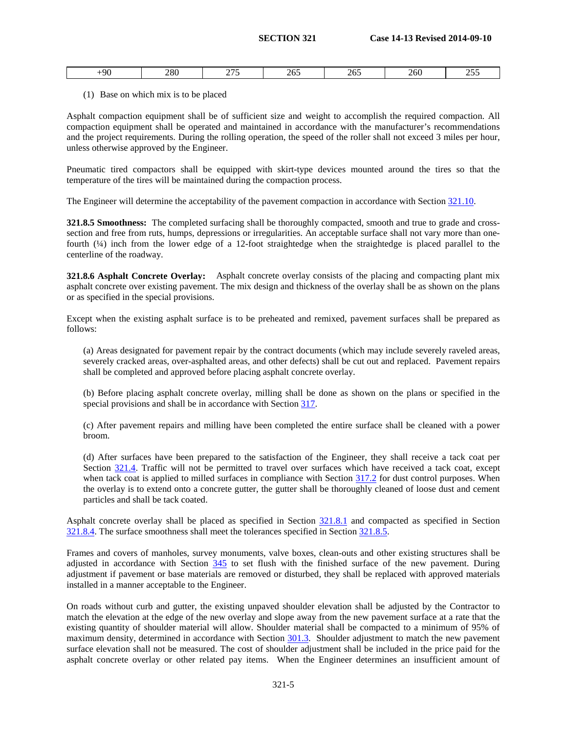| +90 | 280 | 275 | 265 | 265 | 260 | 255 |
|---|---|---|---|---|---|---|

(1) Base on which mix is to be placed

Asphalt compaction equipment shall be of sufficient size and weight to accomplish the required compaction. All compaction equipment shall be operated and maintained in accordance with the manufacturer's recommendations and the project requirements. During the rolling operation, the speed of the roller shall not exceed 3 miles per hour, unless otherwise approved by the Engineer.

Pneumatic tired compactors shall be equipped with skirt-type devices mounted around the tires so that the temperature of the tires will be maintained during the compaction process.

The Engineer will determine the acceptability of the pavement compaction in accordance with Section 321.10.

**321.8.5 Smoothness:** The completed surfacing shall be thoroughly compacted, smooth and true to grade and cross-section and free from ruts, humps, depressions or irregularities. An acceptable surface shall not vary more than one-fourth (¼) inch from the lower edge of a 12-foot straightedge when the straightedge is placed parallel to the centerline of the roadway.

**321.8.6 Asphalt Concrete Overlay:** Asphalt concrete overlay consists of the placing and compacting plant mix asphalt concrete over existing pavement. The mix design and thickness of the overlay shall be as shown on the plans or as specified in the special provisions.

Except when the existing asphalt surface is to be preheated and remixed, pavement surfaces shall be prepared as follows:

(a) Areas designated for pavement repair by the contract documents (which may include severely raveled areas, severely cracked areas, over-asphalted areas, and other defects) shall be cut out and replaced. Pavement repairs shall be completed and approved before placing asphalt concrete overlay.

(b) Before placing asphalt concrete overlay, milling shall be done as shown on the plans or specified in the special provisions and shall be in accordance with Section 317.

(c) After pavement repairs and milling have been completed the entire surface shall be cleaned with a power broom.

(d) After surfaces have been prepared to the satisfaction of the Engineer, they shall receive a tack coat per Section 321.4. Traffic will not be permitted to travel over surfaces which have received a tack coat, except when tack coat is applied to milled surfaces in compliance with Section 317.2 for dust control purposes. When the overlay is to extend onto a concrete gutter, the gutter shall be thoroughly cleaned of loose dust and cement particles and shall be tack coated.

Asphalt concrete overlay shall be placed as specified in Section 321.8.1 and compacted as specified in Section 321.8.4. The surface smoothness shall meet the tolerances specified in Section 321.8.5.

Frames and covers of manholes, survey monuments, valve boxes, clean-outs and other existing structures shall be adjusted in accordance with Section 345 to set flush with the finished surface of the new pavement. During adjustment if pavement or base materials are removed or disturbed, they shall be replaced with approved materials installed in a manner acceptable to the Engineer.

On roads without curb and gutter, the existing unpaved shoulder elevation shall be adjusted by the Contractor to match the elevation at the edge of the new overlay and slope away from the new pavement surface at a rate that the existing quantity of shoulder material will allow. Shoulder material shall be compacted to a minimum of 95% of maximum density, determined in accordance with Section 301.3. Shoulder adjustment to match the new pavement surface elevation shall not be measured. The cost of shoulder adjustment shall be included in the price paid for the asphalt concrete overlay or other related pay items. When the Engineer determines an insufficient amount of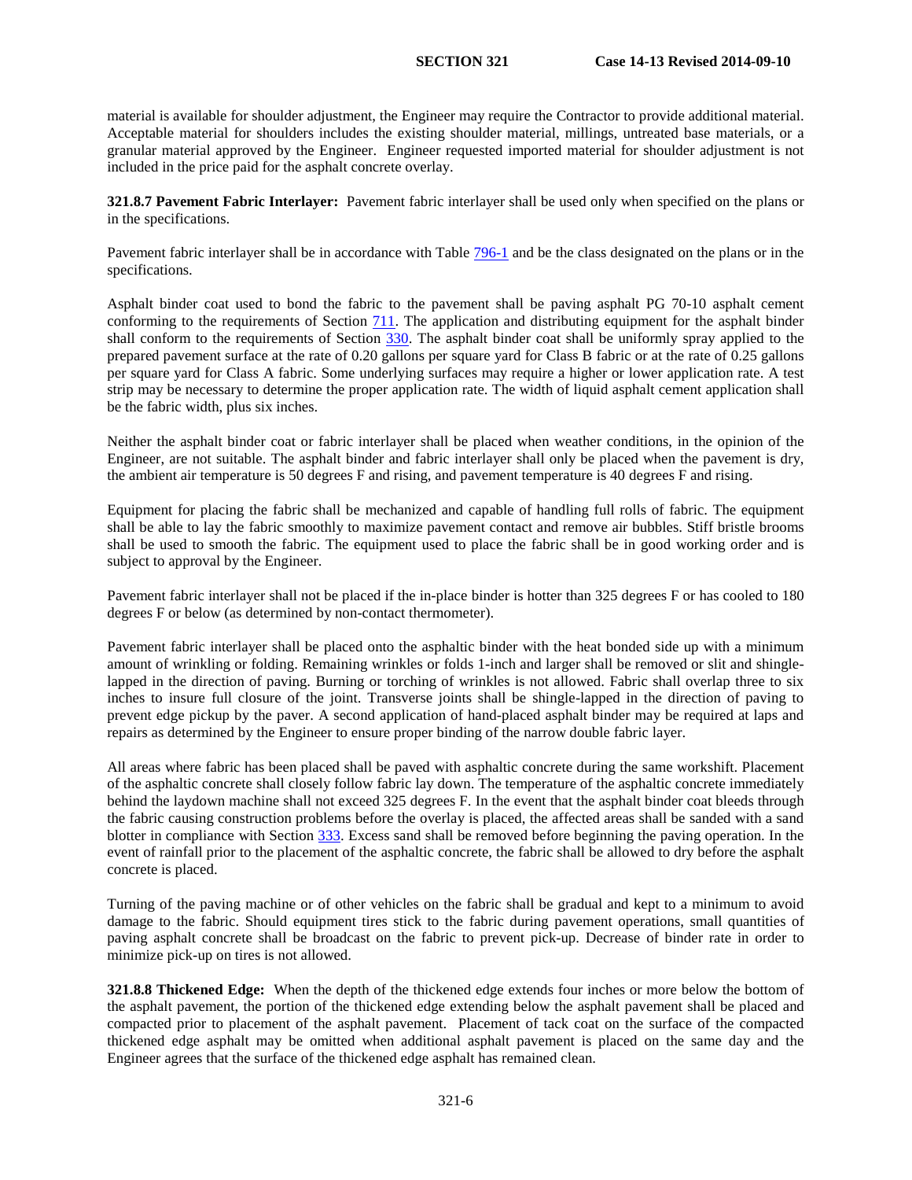material is available for shoulder adjustment, the Engineer may require the Contractor to provide additional material. Acceptable material for shoulders includes the existing shoulder material, millings, untreated base materials, or a granular material approved by the Engineer. Engineer requested imported material for shoulder adjustment is not included in the price paid for the asphalt concrete overlay.

**321.8.7 Pavement Fabric Interlayer:** Pavement fabric interlayer shall be used only when specified on the plans or in the specifications.

Pavement fabric interlayer shall be in accordance with Table 796-1 and be the class designated on the plans or in the specifications.

Asphalt binder coat used to bond the fabric to the pavement shall be paving asphalt PG 70-10 asphalt cement conforming to the requirements of Section 711. The application and distributing equipment for the asphalt binder shall conform to the requirements of Section 330. The asphalt binder coat shall be uniformly spray applied to the prepared pavement surface at the rate of 0.20 gallons per square yard for Class B fabric or at the rate of 0.25 gallons per square yard for Class A fabric. Some underlying surfaces may require a higher or lower application rate. A test strip may be necessary to determine the proper application rate. The width of liquid asphalt cement application shall be the fabric width, plus six inches.

Neither the asphalt binder coat or fabric interlayer shall be placed when weather conditions, in the opinion of the Engineer, are not suitable. The asphalt binder and fabric interlayer shall only be placed when the pavement is dry, the ambient air temperature is 50 degrees F and rising, and pavement temperature is 40 degrees F and rising.

Equipment for placing the fabric shall be mechanized and capable of handling full rolls of fabric. The equipment shall be able to lay the fabric smoothly to maximize pavement contact and remove air bubbles. Stiff bristle brooms shall be used to smooth the fabric. The equipment used to place the fabric shall be in good working order and is subject to approval by the Engineer.

Pavement fabric interlayer shall not be placed if the in-place binder is hotter than 325 degrees F or has cooled to 180 degrees F or below (as determined by non-contact thermometer).

Pavement fabric interlayer shall be placed onto the asphaltic binder with the heat bonded side up with a minimum amount of wrinkling or folding. Remaining wrinkles or folds 1-inch and larger shall be removed or slit and shingle-lapped in the direction of paving. Burning or torching of wrinkles is not allowed. Fabric shall overlap three to six inches to insure full closure of the joint. Transverse joints shall be shingle-lapped in the direction of paving to prevent edge pickup by the paver. A second application of hand-placed asphalt binder may be required at laps and repairs as determined by the Engineer to ensure proper binding of the narrow double fabric layer.

All areas where fabric has been placed shall be paved with asphaltic concrete during the same workshift. Placement of the asphaltic concrete shall closely follow fabric lay down. The temperature of the asphaltic concrete immediately behind the laydown machine shall not exceed 325 degrees F. In the event that the asphalt binder coat bleeds through the fabric causing construction problems before the overlay is placed, the affected areas shall be sanded with a sand blotter in compliance with Section 333. Excess sand shall be removed before beginning the paving operation. In the event of rainfall prior to the placement of the asphaltic concrete, the fabric shall be allowed to dry before the asphalt concrete is placed.

Turning of the paving machine or of other vehicles on the fabric shall be gradual and kept to a minimum to avoid damage to the fabric. Should equipment tires stick to the fabric during pavement operations, small quantities of paving asphalt concrete shall be broadcast on the fabric to prevent pick-up. Decrease of binder rate in order to minimize pick-up on tires is not allowed.

**321.8.8 Thickened Edge:** When the depth of the thickened edge extends four inches or more below the bottom of the asphalt pavement, the portion of the thickened edge extending below the asphalt pavement shall be placed and compacted prior to placement of the asphalt pavement. Placement of tack coat on the surface of the compacted thickened edge asphalt may be omitted when additional asphalt pavement is placed on the same day and the Engineer agrees that the surface of the thickened edge asphalt has remained clean.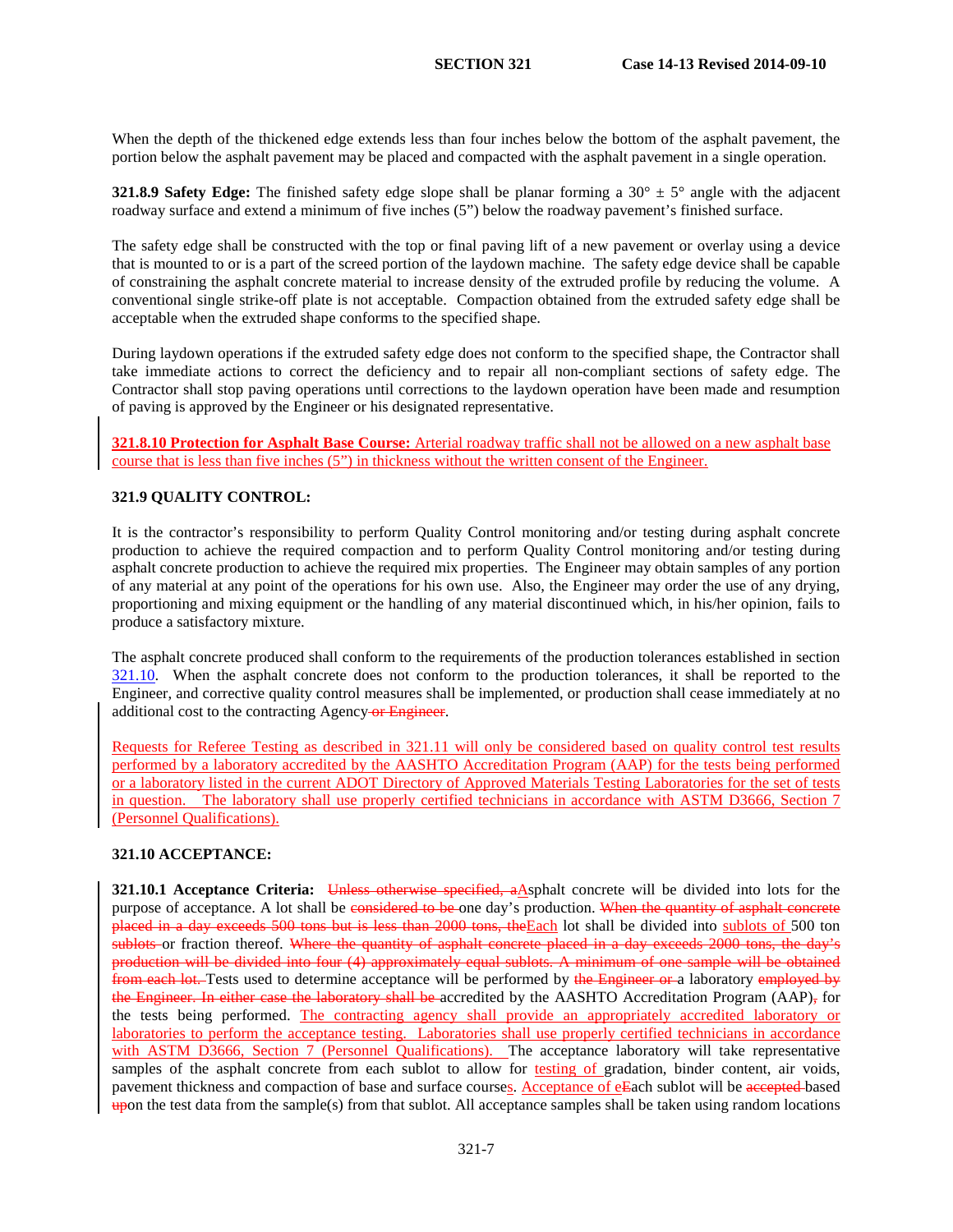When the depth of the thickened edge extends less than four inches below the bottom of the asphalt pavement, the portion below the asphalt pavement may be placed and compacted with the asphalt pavement in a single operation.

**321.8.9 Safety Edge:** The finished safety edge slope shall be planar forming a 30° ± 5° angle with the adjacent roadway surface and extend a minimum of five inches (5") below the roadway pavement's finished surface.

The safety edge shall be constructed with the top or final paving lift of a new pavement or overlay using a device that is mounted to or is a part of the screed portion of the laydown machine. The safety edge device shall be capable of constraining the asphalt concrete material to increase density of the extruded profile by reducing the volume. A conventional single strike-off plate is not acceptable. Compaction obtained from the extruded safety edge shall be acceptable when the extruded shape conforms to the specified shape.

During laydown operations if the extruded safety edge does not conform to the specified shape, the Contractor shall take immediate actions to correct the deficiency and to repair all non-compliant sections of safety edge. The Contractor shall stop paving operations until corrections to the laydown operation have been made and resumption of paving is approved by the Engineer or his designated representative.

**321.8.10 Protection for Asphalt Base Course:** Arterial roadway traffic shall not be allowed on a new asphalt base course that is less than five inches (5") in thickness without the written consent of the Engineer.

**321.9 QUALITY CONTROL:**

It is the contractor's responsibility to perform Quality Control monitoring and/or testing during asphalt concrete production to achieve the required compaction and to perform Quality Control monitoring and/or testing during asphalt concrete production to achieve the required mix properties. The Engineer may obtain samples of any portion of any material at any point of the operations for his own use. Also, the Engineer may order the use of any drying, proportioning and mixing equipment or the handling of any material discontinued which, in his/her opinion, fails to produce a satisfactory mixture.

The asphalt concrete produced shall conform to the requirements of the production tolerances established in section 321.10. When the asphalt concrete does not conform to the production tolerances, it shall be reported to the Engineer, and corrective quality control measures shall be implemented, or production shall cease immediately at no additional cost to the contracting Agency ~~or Engineer~~.

Requests for Referee Testing as described in 321.11 will only be considered based on quality control test results performed by a laboratory accredited by the AASHTO Accreditation Program (AAP) for the tests being performed or a laboratory listed in the current ADOT Directory of Approved Materials Testing Laboratories for the set of tests in question. The laboratory shall use properly certified technicians in accordance with ASTM D3666, Section 7 (Personnel Qualifications).

**321.10 ACCEPTANCE:**

**321.10.1 Acceptance Criteria:** ~~Unless otherwise specified, a~~Asphalt concrete will be divided into lots for the purpose of acceptance. A lot shall be ~~considered to be~~ one day's production. ~~When the quantity of asphalt concrete placed in a day exceeds 500 tons but is less than 2000 tons, the~~Each lot shall be divided into sublots of 500 ton ~~sublots~~ or fraction thereof. ~~Where the quantity of asphalt concrete placed in a day exceeds 2000 tons, the day's production will be divided into four (4) approximately equal sublots. A minimum of one sample will be obtained from each lot.~~ Tests used to determine acceptance will be performed by ~~the Engineer or~~ a laboratory ~~employed by the Engineer. In either case the laboratory shall be~~ accredited by the AASHTO Accreditation Program (AAP)~~,~~ for the tests being performed. The contracting agency shall provide an appropriately accredited laboratory or laboratories to perform the acceptance testing. Laboratories shall use properly certified technicians in accordance with ASTM D3666, Section 7 (Personnel Qualifications). The acceptance laboratory will take representative samples of the asphalt concrete from each sublot to allow for testing of gradation, binder content, air voids, pavement thickness and compaction of base and surface courses. Acceptance of e~~E~~ach sublot will be ~~accepted~~ based ~~up~~on the test data from the sample(s) from that sublot. All acceptance samples shall be taken using random locations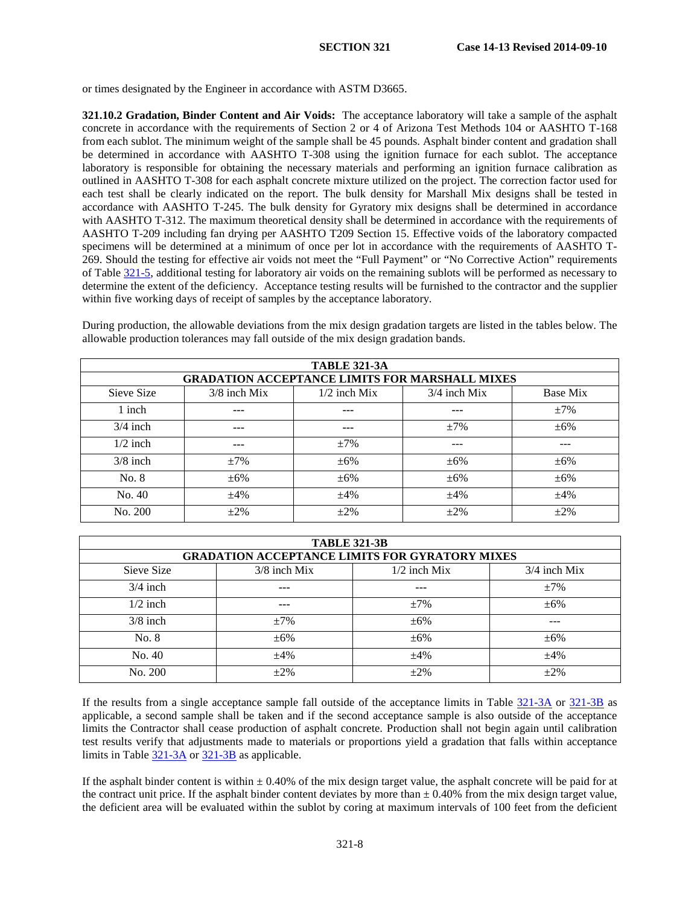or times designated by the Engineer in accordance with ASTM D3665.

**321.10.2 Gradation, Binder Content and Air Voids:** The acceptance laboratory will take a sample of the asphalt concrete in accordance with the requirements of Section 2 or 4 of Arizona Test Methods 104 or AASHTO T-168 from each sublot. The minimum weight of the sample shall be 45 pounds. Asphalt binder content and gradation shall be determined in accordance with AASHTO T-308 using the ignition furnace for each sublot. The acceptance laboratory is responsible for obtaining the necessary materials and performing an ignition furnace calibration as outlined in AASHTO T-308 for each asphalt concrete mixture utilized on the project. The correction factor used for each test shall be clearly indicated on the report. The bulk density for Marshall Mix designs shall be tested in accordance with AASHTO T-245. The bulk density for Gyratory mix designs shall be determined in accordance with AASHTO T-312. The maximum theoretical density shall be determined in accordance with the requirements of AASHTO T-209 including fan drying per AASHTO T209 Section 15. Effective voids of the laboratory compacted specimens will be determined at a minimum of once per lot in accordance with the requirements of AASHTO T-269. Should the testing for effective air voids not meet the "Full Payment" or "No Corrective Action" requirements of Table 321-5, additional testing for laboratory air voids on the remaining sublots will be performed as necessary to determine the extent of the deficiency. Acceptance testing results will be furnished to the contractor and the supplier within five working days of receipt of samples by the acceptance laboratory.

During production, the allowable deviations from the mix design gradation targets are listed in the tables below. The allowable production tolerances may fall outside of the mix design gradation bands.

**TABLE 321-3A**

**GRADATION ACCEPTANCE LIMITS FOR MARSHALL MIXES**

| Sieve Size | 3/8 inch Mix | 1/2 inch Mix | 3/4 inch Mix | Base Mix |
|---|---|---|---|---|
| 1 inch | --- | --- | --- | ±7% |
| 3/4 inch | --- | --- | ±7% | ±6% |
| 1/2 inch | --- | ±7% | --- | --- |
| 3/8 inch | ±7% | ±6% | ±6% | ±6% |
| No. 8 | ±6% | ±6% | ±6% | ±6% |
| No. 40 | ±4% | ±4% | ±4% | ±4% |
| No. 200 | ±2% | ±2% | ±2% | ±2% |

**TABLE 321-3B**

**GRADATION ACCEPTANCE LIMITS FOR GYRATORY MIXES**

| Sieve Size | 3/8 inch Mix | 1/2 inch Mix | 3/4 inch Mix |
|---|---|---|---|
| 3/4 inch | --- | --- | ±7% |
| 1/2 inch | --- | ±7% | ±6% |
| 3/8 inch | ±7% | ±6% | --- |
| No. 8 | ±6% | ±6% | ±6% |
| No. 40 | ±4% | ±4% | ±4% |
| No. 200 | ±2% | ±2% | ±2% |

If the results from a single acceptance sample fall outside of the acceptance limits in Table 321-3A or 321-3B as applicable, a second sample shall be taken and if the second acceptance sample is also outside of the acceptance limits the Contractor shall cease production of asphalt concrete. Production shall not begin again until calibration test results verify that adjustments made to materials or proportions yield a gradation that falls within acceptance limits in Table 321-3A or 321-3B as applicable.

If the asphalt binder content is within ± 0.40% of the mix design target value, the asphalt concrete will be paid for at the contract unit price. If the asphalt binder content deviates by more than ± 0.40% from the mix design target value, the deficient area will be evaluated within the sublot by coring at maximum intervals of 100 feet from the deficient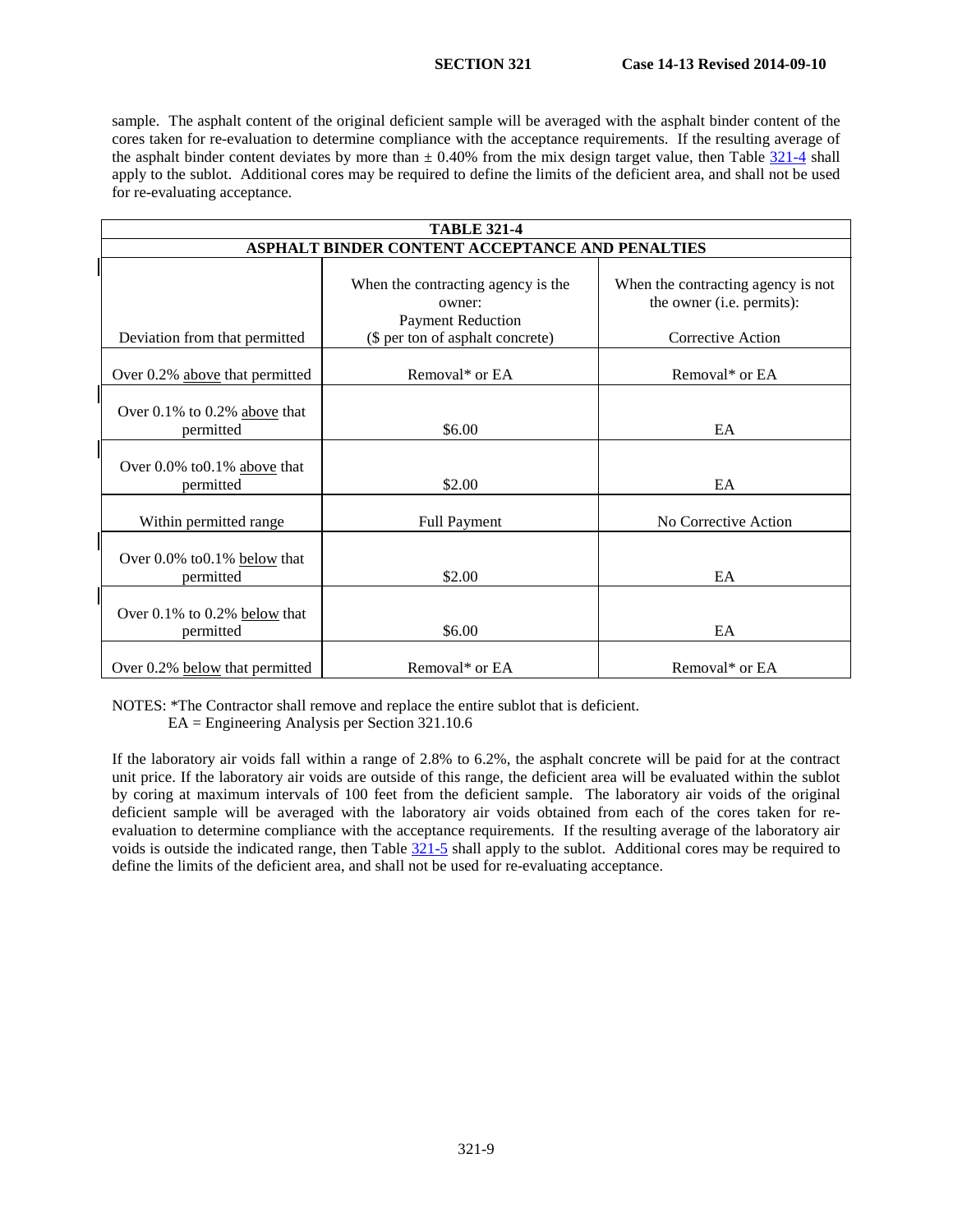sample. The asphalt content of the original deficient sample will be averaged with the asphalt binder content of the cores taken for re-evaluation to determine compliance with the acceptance requirements. If the resulting average of the asphalt binder content deviates by more than ± 0.40% from the mix design target value, then Table 321-4 shall apply to the sublot. Additional cores may be required to define the limits of the deficient area, and shall not be used for re-evaluating acceptance.

**TABLE 321-4**
**ASPHALT BINDER CONTENT ACCEPTANCE AND PENALTIES**

| Deviation from that permitted | When the contracting agency is the owner: Payment Reduction ($ per ton of asphalt concrete) | When the contracting agency is not the owner (i.e. permits): Corrective Action |
|---|---|---|
| Over 0.2% above that permitted | Removal* or EA | Removal* or EA |
| Over 0.1% to 0.2% above that permitted | $6.00 | EA |
| Over 0.0% to0.1% above that permitted | $2.00 | EA |
| Within permitted range | Full Payment | No Corrective Action |
| Over 0.0% to0.1% below that permitted | $2.00 | EA |
| Over 0.1% to 0.2% below that permitted | $6.00 | EA |
| Over 0.2% below that permitted | Removal* or EA | Removal* or EA |

NOTES: *The Contractor shall remove and replace the entire sublot that is deficient.
EA = Engineering Analysis per Section 321.10.6

If the laboratory air voids fall within a range of 2.8% to 6.2%, the asphalt concrete will be paid for at the contract unit price. If the laboratory air voids are outside of this range, the deficient area will be evaluated within the sublot by coring at maximum intervals of 100 feet from the deficient sample. The laboratory air voids of the original deficient sample will be averaged with the laboratory air voids obtained from each of the cores taken for re-evaluation to determine compliance with the acceptance requirements. If the resulting average of the laboratory air voids is outside the indicated range, then Table 321-5 shall apply to the sublot. Additional cores may be required to define the limits of the deficient area, and shall not be used for re-evaluating acceptance.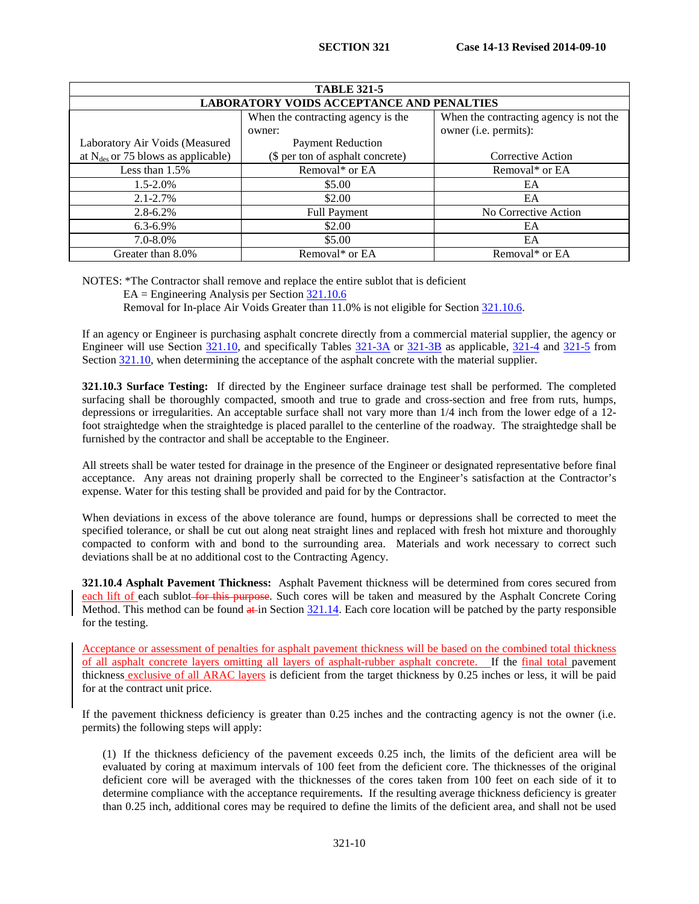| TABLE 321-5 | | |
|---|---|---|
| **LABORATORY VOIDS ACCEPTANCE AND PENALTIES** | | |
| Laboratory Air Voids (Measured at $N_{des}$ or 75 blows as applicable) | When the contracting agency is the owner: Payment Reduction ($ per ton of asphalt concrete) | When the contracting agency is not the owner (i.e. permits): Corrective Action |
| Less than 1.5% | Removal* or EA | Removal* or EA |
| 1.5-2.0% | $5.00 | EA |
| 2.1-2.7% | $2.00 | EA |
| 2.8-6.2% | Full Payment | No Corrective Action |
| 6.3-6.9% | $2.00 | EA |
| 7.0-8.0% | $5.00 | EA |
| Greater than 8.0% | Removal* or EA | Removal* or EA |

NOTES: *The Contractor shall remove and replace the entire sublot that is deficient
EA = Engineering Analysis per Section 321.10.6
Removal for In-place Air Voids Greater than 11.0% is not eligible for Section 321.10.6.

If an agency or Engineer is purchasing asphalt concrete directly from a commercial material supplier, the agency or Engineer will use Section 321.10, and specifically Tables 321-3A or 321-3B as applicable, 321-4 and 321-5 from Section 321.10, when determining the acceptance of the asphalt concrete with the material supplier.

**321.10.3 Surface Testing:** If directed by the Engineer surface drainage test shall be performed. The completed surfacing shall be thoroughly compacted, smooth and true to grade and cross-section and free from ruts, humps, depressions or irregularities. An acceptable surface shall not vary more than 1/4 inch from the lower edge of a 12-foot straightedge when the straightedge is placed parallel to the centerline of the roadway. The straightedge shall be furnished by the contractor and shall be acceptable to the Engineer.

All streets shall be water tested for drainage in the presence of the Engineer or designated representative before final acceptance. Any areas not draining properly shall be corrected to the Engineer's satisfaction at the Contractor's expense. Water for this testing shall be provided and paid for by the Contractor.

When deviations in excess of the above tolerance are found, humps or depressions shall be corrected to meet the specified tolerance, or shall be cut out along neat straight lines and replaced with fresh hot mixture and thoroughly compacted to conform with and bond to the surrounding area. Materials and work necessary to correct such deviations shall be at no additional cost to the Contracting Agency.

**321.10.4 Asphalt Pavement Thickness:** Asphalt Pavement thickness will be determined from cores secured from each lift of each sublot ~~for this purpose~~. Such cores will be taken and measured by the Asphalt Concrete Coring Method. This method can be found ~~at~~ in Section 321.14. Each core location will be patched by the party responsible for the testing.

Acceptance or assessment of penalties for asphalt pavement thickness will be based on the combined total thickness of all asphalt concrete layers omitting all layers of asphalt-rubber asphalt concrete. If the final total pavement thickness exclusive of all ARAC layers is deficient from the target thickness by 0.25 inches or less, it will be paid for at the contract unit price.

If the pavement thickness deficiency is greater than 0.25 inches and the contracting agency is not the owner (i.e. permits) the following steps will apply:

(1) If the thickness deficiency of the pavement exceeds 0.25 inch, the limits of the deficient area will be evaluated by coring at maximum intervals of 100 feet from the deficient core. The thicknesses of the original deficient core will be averaged with the thicknesses of the cores taken from 100 feet on each side of it to determine compliance with the acceptance requirements. If the resulting average thickness deficiency is greater than 0.25 inch, additional cores may be required to define the limits of the deficient area, and shall not be used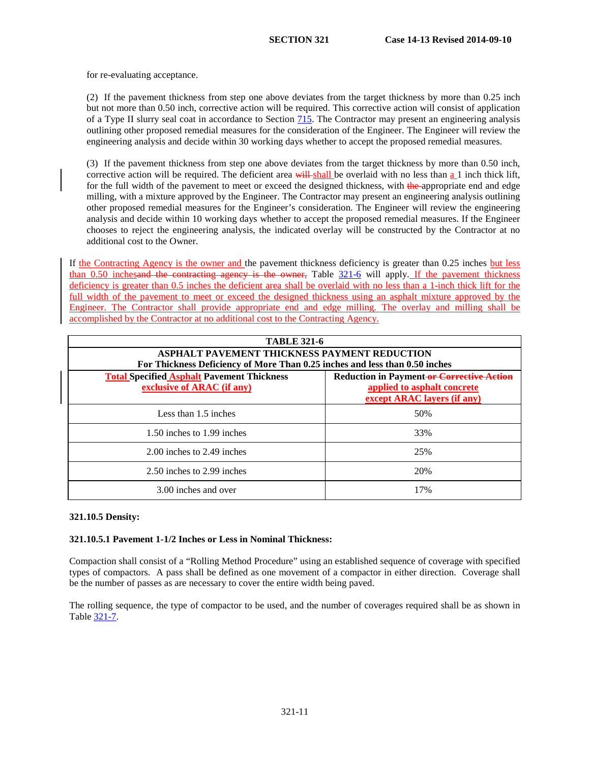for re-evaluating acceptance.

(2) If the pavement thickness from step one above deviates from the target thickness by more than 0.25 inch but not more than 0.50 inch, corrective action will be required. This corrective action will consist of application of a Type II slurry seal coat in accordance to Section 715. The Contractor may present an engineering analysis outlining other proposed remedial measures for the consideration of the Engineer. The Engineer will review the engineering analysis and decide within 30 working days whether to accept the proposed remedial measures.

(3) If the pavement thickness from step one above deviates from the target thickness by more than 0.50 inch, corrective action will be required. The deficient area ~~will~~ shall be overlaid with no less than a 1 inch thick lift, for the full width of the pavement to meet or exceed the designed thickness, with ~~the~~ appropriate end and edge milling, with a mixture approved by the Engineer. The Contractor may present an engineering analysis outlining other proposed remedial measures for the Engineer's consideration. The Engineer will review the engineering analysis and decide within 10 working days whether to accept the proposed remedial measures. If the Engineer chooses to reject the engineering analysis, the indicated overlay will be constructed by the Contractor at no additional cost to the Owner.

If the Contracting Agency is the owner and the pavement thickness deficiency is greater than 0.25 inches but less than 0.50 inches ~~and the contracting agency is the owner,~~ Table 321-6 will apply. If the pavement thickness deficiency is greater than 0.5 inches the deficient area shall be overlaid with no less than a 1-inch thick lift for the full width of the pavement to meet or exceed the designed thickness using an asphalt mixture approved by the Engineer. The Contractor shall provide appropriate end and edge milling. The overlay and milling shall be accomplished by the Contractor at no additional cost to the Contracting Agency.

**TABLE 321-6**

**ASPHALT PAVEMENT THICKNESS PAYMENT REDUCTION**
**For Thickness Deficiency of More Than 0.25 inches and less than 0.50 inches**

| **Total Specified Asphalt Pavement Thickness exclusive of ARAC (if any)** | **Reduction in Payment ~~or Corrective Action~~ applied to asphalt concrete except ARAC layers (if any)** |
|---|---|
| Less than 1.5 inches | 50% |
| 1.50 inches to 1.99 inches | 33% |
| 2.00 inches to 2.49 inches | 25% |
| 2.50 inches to 2.99 inches | 20% |
| 3.00 inches and over | 17% |

**321.10.5 Density:**

**321.10.5.1 Pavement 1-1/2 Inches or Less in Nominal Thickness:**

Compaction shall consist of a "Rolling Method Procedure" using an established sequence of coverage with specified types of compactors. A pass shall be defined as one movement of a compactor in either direction. Coverage shall be the number of passes as are necessary to cover the entire width being paved.

The rolling sequence, the type of compactor to be used, and the number of coverages required shall be as shown in Table 321-7.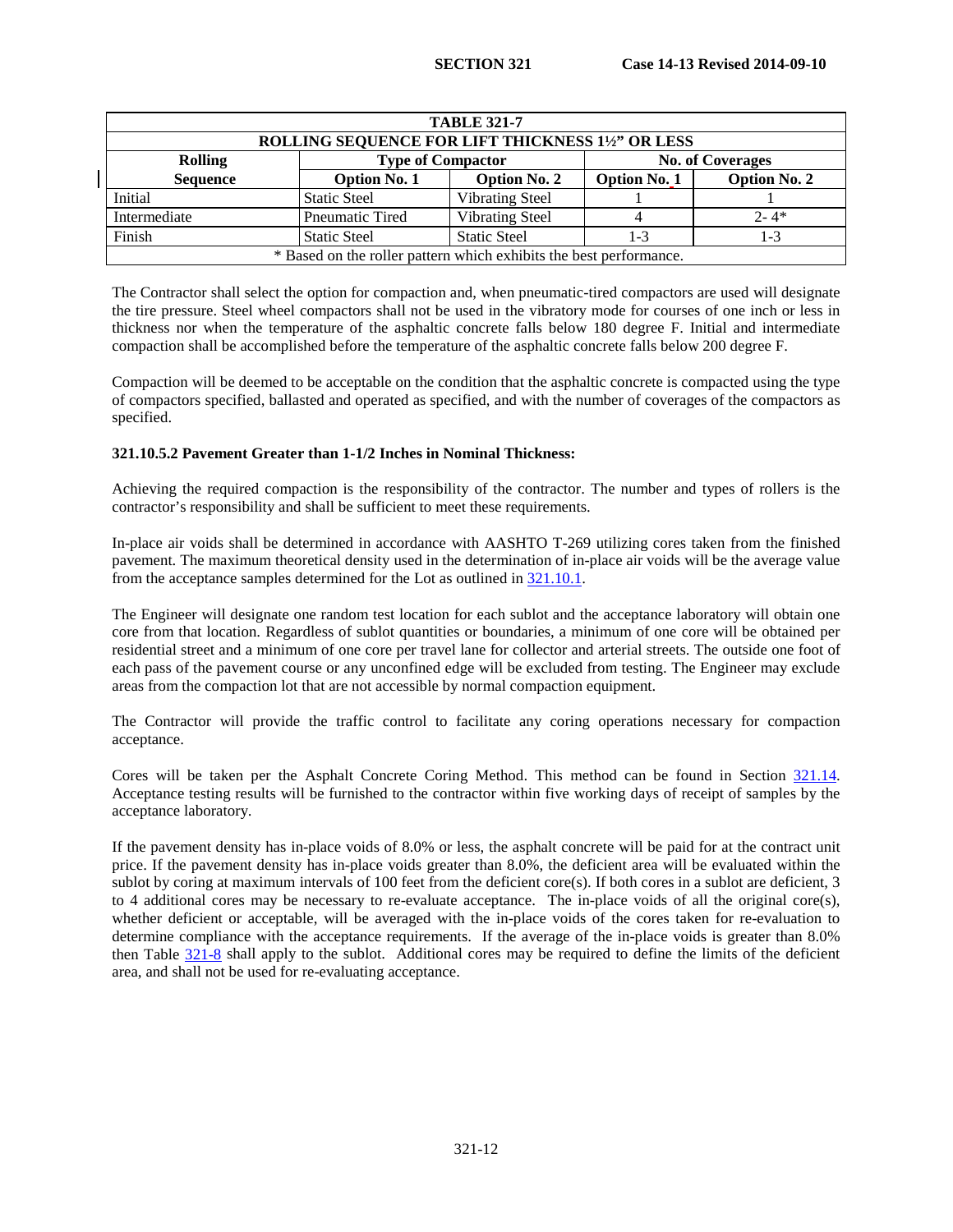| TABLE 321-7 | | | | |
|---|---|---|---|---|
| ROLLING SEQUENCE FOR LIFT THICKNESS 1½" OR LESS | | | | |
| Rolling | Type of Compactor | | No. of Coverages | |
| Sequence | Option No. 1 | Option No. 2 | Option No. 1 | Option No. 2 |
| Initial | Static Steel | Vibrating Steel | 1 | 1 |
| Intermediate | Pneumatic Tired | Vibrating Steel | 4 | 2- 4* |
| Finish | Static Steel | Static Steel | 1-3 | 1-3 |
| * Based on the roller pattern which exhibits the best performance. | | | | |

The Contractor shall select the option for compaction and, when pneumatic-tired compactors are used will designate the tire pressure. Steel wheel compactors shall not be used in the vibratory mode for courses of one inch or less in thickness nor when the temperature of the asphaltic concrete falls below 180 degree F. Initial and intermediate compaction shall be accomplished before the temperature of the asphaltic concrete falls below 200 degree F.

Compaction will be deemed to be acceptable on the condition that the asphaltic concrete is compacted using the type of compactors specified, ballasted and operated as specified, and with the number of coverages of the compactors as specified.

#### 321.10.5.2 Pavement Greater than 1-1/2 Inches in Nominal Thickness:

Achieving the required compaction is the responsibility of the contractor. The number and types of rollers is the contractor's responsibility and shall be sufficient to meet these requirements.

In-place air voids shall be determined in accordance with AASHTO T-269 utilizing cores taken from the finished pavement. The maximum theoretical density used in the determination of in-place air voids will be the average value from the acceptance samples determined for the Lot as outlined in 321.10.1.

The Engineer will designate one random test location for each sublot and the acceptance laboratory will obtain one core from that location. Regardless of sublot quantities or boundaries, a minimum of one core will be obtained per residential street and a minimum of one core per travel lane for collector and arterial streets. The outside one foot of each pass of the pavement course or any unconfined edge will be excluded from testing. The Engineer may exclude areas from the compaction lot that are not accessible by normal compaction equipment.

The Contractor will provide the traffic control to facilitate any coring operations necessary for compaction acceptance.

Cores will be taken per the Asphalt Concrete Coring Method. This method can be found in Section 321.14. Acceptance testing results will be furnished to the contractor within five working days of receipt of samples by the acceptance laboratory.

If the pavement density has in-place voids of 8.0% or less, the asphalt concrete will be paid for at the contract unit price. If the pavement density has in-place voids greater than 8.0%, the deficient area will be evaluated within the sublot by coring at maximum intervals of 100 feet from the deficient core(s). If both cores in a sublot are deficient, 3 to 4 additional cores may be necessary to re-evaluate acceptance. The in-place voids of all the original core(s), whether deficient or acceptable, will be averaged with the in-place voids of the cores taken for re-evaluation to determine compliance with the acceptance requirements. If the average of the in-place voids is greater than 8.0% then Table 321-8 shall apply to the sublot. Additional cores may be required to define the limits of the deficient area, and shall not be used for re-evaluating acceptance.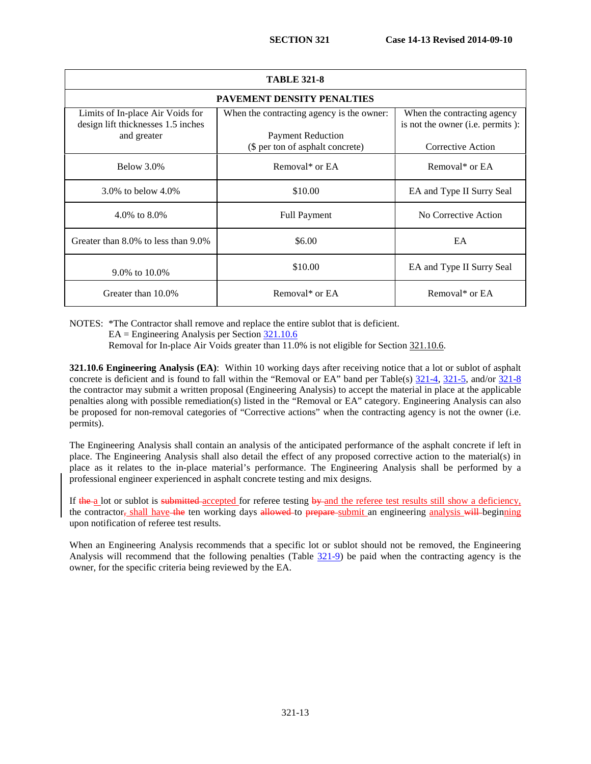| TABLE 321-8 | | |
|---|---|---|
| **PAVEMENT DENSITY PENALTIES** | | |
| Limits of In-place Air Voids for design lift thicknesses 1.5 inches and greater | When the contracting agency is the owner: Payment Reduction ($ per ton of asphalt concrete) | When the contracting agency is not the owner (i.e. permits ): Corrective Action |
| Below 3.0% | Removal* or EA | Removal* or EA |
| 3.0% to below 4.0% | $10.00 | EA and Type II Surry Seal |
| 4.0% to 8.0% | Full Payment | No Corrective Action |
| Greater than 8.0% to less than 9.0% | $6.00 | EA |
| 9.0% to 10.0% | $10.00 | EA and Type II Surry Seal |
| Greater than 10.0% | Removal* or EA | Removal* or EA |

NOTES: *The Contractor shall remove and replace the entire sublot that is deficient.
EA = Engineering Analysis per Section 321.10.6
Removal for In-place Air Voids greater than 11.0% is not eligible for Section 321.10.6.

**321.10.6 Engineering Analysis (EA)**: Within 10 working days after receiving notice that a lot or sublot of asphalt concrete is deficient and is found to fall within the "Removal or EA" band per Table(s) 321-4, 321-5, and/or 321-8 the contractor may submit a written proposal (Engineering Analysis) to accept the material in place at the applicable penalties along with possible remediation(s) listed in the "Removal or EA" category. Engineering Analysis can also be proposed for non-removal categories of "Corrective actions" when the contracting agency is not the owner (i.e. permits).

The Engineering Analysis shall contain an analysis of the anticipated performance of the asphalt concrete if left in place. The Engineering Analysis shall also detail the effect of any proposed corrective action to the material(s) in place as it relates to the in-place material's performance. The Engineering Analysis shall be performed by a professional engineer experienced in asphalt concrete testing and mix designs.

If ~~the~~ a lot or sublot is ~~submitted~~ accepted for referee testing ~~by~~ and the referee test results still show a deficiency, the contractor~~,~~ shall have ~~the~~ ten working days ~~allowed~~ to ~~prepare~~ submit an engineering analysis ~~will~~ beginning upon notification of referee test results.

When an Engineering Analysis recommends that a specific lot or sublot should not be removed, the Engineering Analysis will recommend that the following penalties (Table 321-9) be paid when the contracting agency is the owner, for the specific criteria being reviewed by the EA.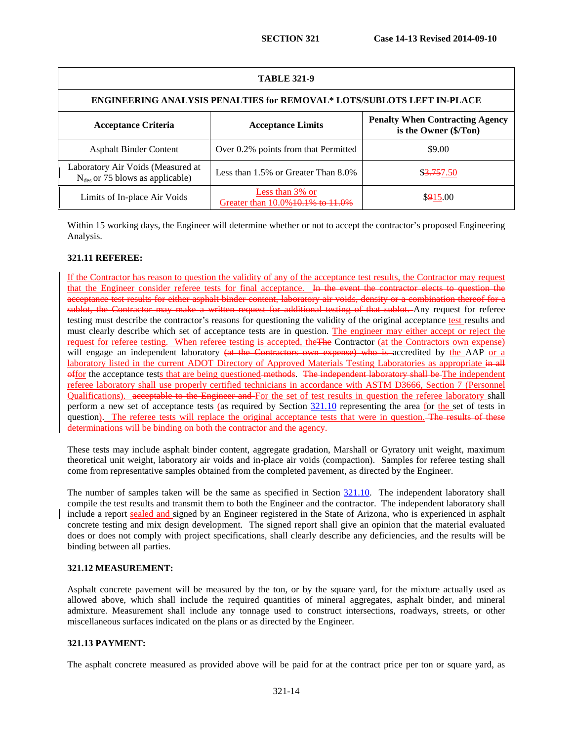**TABLE 321-9**

**ENGINEERING ANALYSIS PENALTIES for REMOVAL* LOTS/SUBLOTS LEFT IN-PLACE**

| Acceptance Criteria | Acceptance Limits | Penalty When Contracting Agency is the Owner ($/Ton) |
|---|---|---|
| Asphalt Binder Content | Over 0.2% points from that Permitted | $9.00 |
| Laboratory Air Voids (Measured at $N_{des}$ or 75 blows as applicable) | Less than 1.5% or Greater Than 8.0% | $~~3.75~~7.50 |
| Limits of In-place Air Voids | Less than 3% or Greater than 10.0%~~10.1% to 11.0%~~ | $~~9~~15.00 |

Within 15 working days, the Engineer will determine whether or not to accept the contractor's proposed Engineering Analysis.

### 321.11 REFEREE:

If the Contractor has reason to question the validity of any of the acceptance test results, the Contractor may request that the Engineer consider referee tests for final acceptance. ~~In the event the contractor elects to question the acceptance test results for either asphalt binder content, laboratory air voids, density or a combination thereof for a sublot, the Contractor may make a written request for additional testing of that sublot.~~ Any request for referee testing must describe the contractor's reasons for questioning the validity of the original acceptance test results and must clearly describe which set of acceptance tests are in question. The engineer may either accept or reject the request for referee testing. When referee testing is accepted, the~~The~~ Contractor (at the Contractors own expense) will engage an independent laboratory ~~(at the Contractors own expense) who is~~ accredited by the AAP or a laboratory listed in the current ADOT Directory of Approved Materials Testing Laboratories as appropriate ~~in all of~~for the acceptance tests that are being questioned ~~methods~~. ~~The independent laboratory shall be~~ The independent referee laboratory shall use properly certified technicians in accordance with ASTM D3666, Section 7 (Personnel Qualifications). ~~acceptable to the Engineer and~~ For the set of test results in question the referee laboratory shall perform a new set of acceptance tests (as required by Section 321.10 representing the area for the set of tests in question). The referee tests will replace the original acceptance tests that were in question. ~~The results of these determinations will be binding on both the contractor and the agency.~~

These tests may include asphalt binder content, aggregate gradation, Marshall or Gyratory unit weight, maximum theoretical unit weight, laboratory air voids and in-place air voids (compaction). Samples for referee testing shall come from representative samples obtained from the completed pavement, as directed by the Engineer.

The number of samples taken will be the same as specified in Section 321.10. The independent laboratory shall compile the test results and transmit them to both the Engineer and the contractor. The independent laboratory shall include a report sealed and signed by an Engineer registered in the State of Arizona, who is experienced in asphalt concrete testing and mix design development. The signed report shall give an opinion that the material evaluated does or does not comply with project specifications, shall clearly describe any deficiencies, and the results will be binding between all parties.

### 321.12 MEASUREMENT:

Asphalt concrete pavement will be measured by the ton, or by the square yard, for the mixture actually used as allowed above, which shall include the required quantities of mineral aggregates, asphalt binder, and mineral admixture. Measurement shall include any tonnage used to construct intersections, roadways, streets, or other miscellaneous surfaces indicated on the plans or as directed by the Engineer.

### 321.13 PAYMENT:

The asphalt concrete measured as provided above will be paid for at the contract price per ton or square yard, as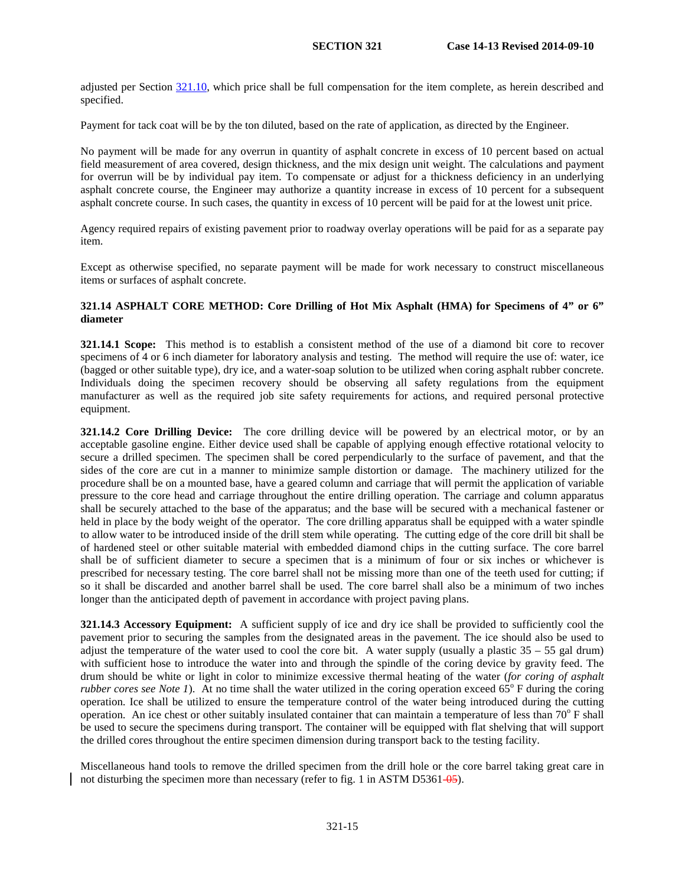adjusted per Section 321.10, which price shall be full compensation for the item complete, as herein described and specified.

Payment for tack coat will be by the ton diluted, based on the rate of application, as directed by the Engineer.

No payment will be made for any overrun in quantity of asphalt concrete in excess of 10 percent based on actual field measurement of area covered, design thickness, and the mix design unit weight. The calculations and payment for overrun will be by individual pay item. To compensate or adjust for a thickness deficiency in an underlying asphalt concrete course, the Engineer may authorize a quantity increase in excess of 10 percent for a subsequent asphalt concrete course. In such cases, the quantity in excess of 10 percent will be paid for at the lowest unit price.

Agency required repairs of existing pavement prior to roadway overlay operations will be paid for as a separate pay item.

Except as otherwise specified, no separate payment will be made for work necessary to construct miscellaneous items or surfaces of asphalt concrete.

## 321.14 ASPHALT CORE METHOD: Core Drilling of Hot Mix Asphalt (HMA) for Specimens of 4" or 6" diameter

**321.14.1 Scope:** This method is to establish a consistent method of the use of a diamond bit core to recover specimens of 4 or 6 inch diameter for laboratory analysis and testing. The method will require the use of: water, ice (bagged or other suitable type), dry ice, and a water-soap solution to be utilized when coring asphalt rubber concrete. Individuals doing the specimen recovery should be observing all safety regulations from the equipment manufacturer as well as the required job site safety requirements for actions, and required personal protective equipment.

**321.14.2 Core Drilling Device:** The core drilling device will be powered by an electrical motor, or by an acceptable gasoline engine. Either device used shall be capable of applying enough effective rotational velocity to secure a drilled specimen. The specimen shall be cored perpendicularly to the surface of pavement, and that the sides of the core are cut in a manner to minimize sample distortion or damage. The machinery utilized for the procedure shall be on a mounted base, have a geared column and carriage that will permit the application of variable pressure to the core head and carriage throughout the entire drilling operation. The carriage and column apparatus shall be securely attached to the base of the apparatus; and the base will be secured with a mechanical fastener or held in place by the body weight of the operator. The core drilling apparatus shall be equipped with a water spindle to allow water to be introduced inside of the drill stem while operating. The cutting edge of the core drill bit shall be of hardened steel or other suitable material with embedded diamond chips in the cutting surface. The core barrel shall be of sufficient diameter to secure a specimen that is a minimum of four or six inches or whichever is prescribed for necessary testing. The core barrel shall not be missing more than one of the teeth used for cutting; if so it shall be discarded and another barrel shall be used. The core barrel shall also be a minimum of two inches longer than the anticipated depth of pavement in accordance with project paving plans.

**321.14.3 Accessory Equipment:** A sufficient supply of ice and dry ice shall be provided to sufficiently cool the pavement prior to securing the samples from the designated areas in the pavement. The ice should also be used to adjust the temperature of the water used to cool the core bit. A water supply (usually a plastic 35 – 55 gal drum) with sufficient hose to introduce the water into and through the spindle of the coring device by gravity feed. The drum should be white or light in color to minimize excessive thermal heating of the water (*for coring of asphalt rubber cores see Note 1*). At no time shall the water utilized in the coring operation exceed 65° F during the coring operation. Ice shall be utilized to ensure the temperature control of the water being introduced during the cutting operation. An ice chest or other suitably insulated container that can maintain a temperature of less than 70° F shall be used to secure the specimens during transport. The container will be equipped with flat shelving that will support the drilled cores throughout the entire specimen dimension during transport back to the testing facility.

Miscellaneous hand tools to remove the drilled specimen from the drill hole or the core barrel taking great care in not disturbing the specimen more than necessary (refer to fig. 1 in ASTM D5361~~-05~~).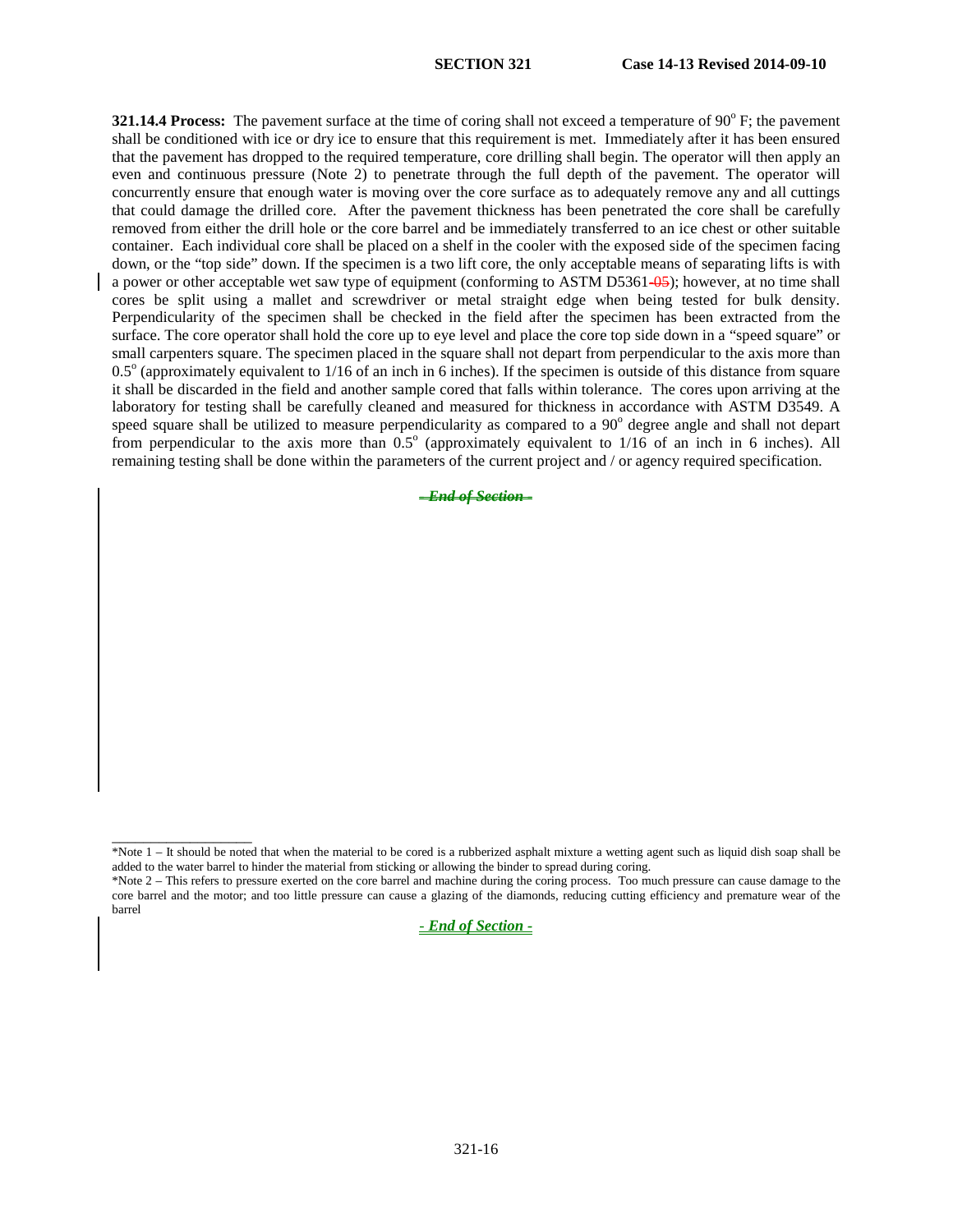**321.14.4 Process:** The pavement surface at the time of coring shall not exceed a temperature of 90° F; the pavement shall be conditioned with ice or dry ice to ensure that this requirement is met. Immediately after it has been ensured that the pavement has dropped to the required temperature, core drilling shall begin. The operator will then apply an even and continuous pressure (Note 2) to penetrate through the full depth of the pavement. The operator will concurrently ensure that enough water is moving over the core surface as to adequately remove any and all cuttings that could damage the drilled core. After the pavement thickness has been penetrated the core shall be carefully removed from either the drill hole or the core barrel and be immediately transferred to an ice chest or other suitable container. Each individual core shall be placed on a shelf in the cooler with the exposed side of the specimen facing down, or the "top side" down. If the specimen is a two lift core, the only acceptable means of separating lifts is with a power or other acceptable wet saw type of equipment (conforming to ASTM D5361~~-05~~); however, at no time shall cores be split using a mallet and screwdriver or metal straight edge when being tested for bulk density. Perpendicularity of the specimen shall be checked in the field after the specimen has been extracted from the surface. The core operator shall hold the core up to eye level and place the core top side down in a "speed square" or small carpenters square. The specimen placed in the square shall not depart from perpendicular to the axis more than 0.5° (approximately equivalent to 1/16 of an inch in 6 inches). If the specimen is outside of this distance from square it shall be discarded in the field and another sample cored that falls within tolerance. The cores upon arriving at the laboratory for testing shall be carefully cleaned and measured for thickness in accordance with ASTM D3549. A speed square shall be utilized to measure perpendicularity as compared to a 90° degree angle and shall not depart from perpendicular to the axis more than 0.5° (approximately equivalent to 1/16 of an inch in 6 inches). All remaining testing shall be done within the parameters of the current project and / or agency required specification.

~~*- End of Section -*~~

---

*Note 1 – It should be noted that when the material to be cored is a rubberized asphalt mixture a wetting agent such as liquid dish soap shall be added to the water barrel to hinder the material from sticking or allowing the binder to spread during coring.

*Note 2 – This refers to pressure exerted on the core barrel and machine during the coring process. Too much pressure can cause damage to the core barrel and the motor; and too little pressure can cause a glazing of the diamonds, reducing cutting efficiency and premature wear of the barrel

***- End of Section -***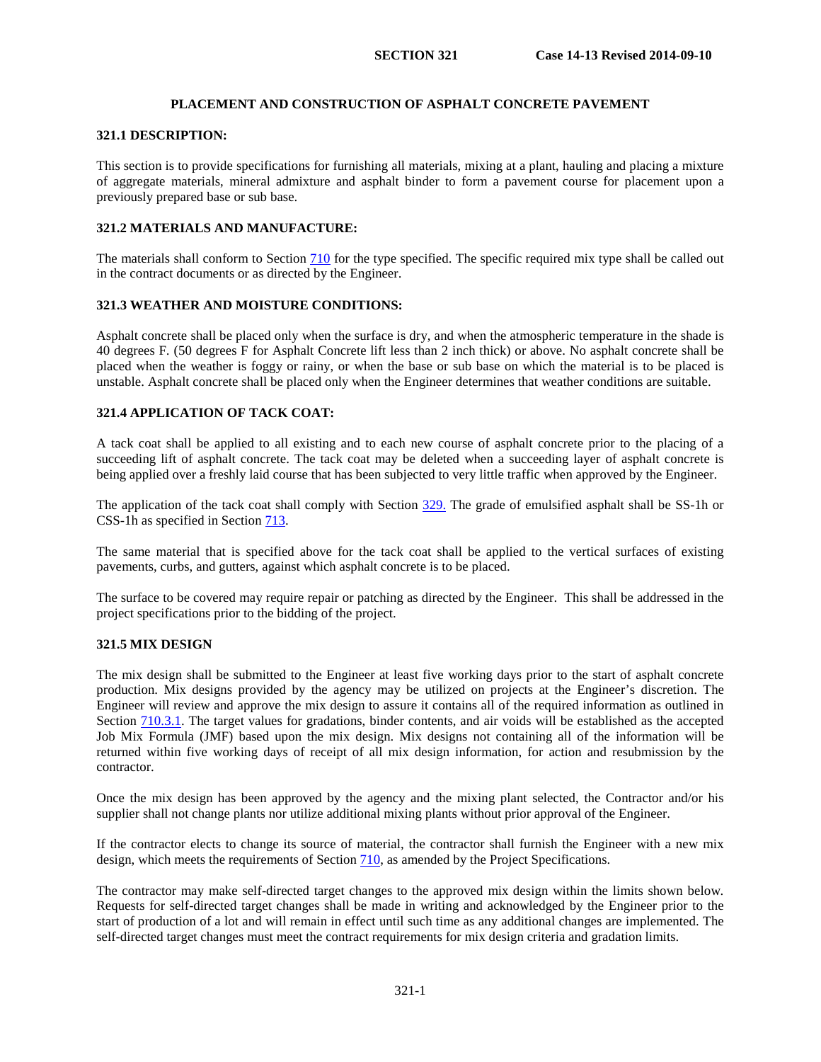# PLACEMENT AND CONSTRUCTION OF ASPHALT CONCRETE PAVEMENT

## 321.1 DESCRIPTION:

This section is to provide specifications for furnishing all materials, mixing at a plant, hauling and placing a mixture of aggregate materials, mineral admixture and asphalt binder to form a pavement course for placement upon a previously prepared base or sub base.

## 321.2 MATERIALS AND MANUFACTURE:

The materials shall conform to Section 710 for the type specified. The specific required mix type shall be called out in the contract documents or as directed by the Engineer.

## 321.3 WEATHER AND MOISTURE CONDITIONS:

Asphalt concrete shall be placed only when the surface is dry, and when the atmospheric temperature in the shade is 40 degrees F. (50 degrees F for Asphalt Concrete lift less than 2 inch thick) or above. No asphalt concrete shall be placed when the weather is foggy or rainy, or when the base or sub base on which the material is to be placed is unstable. Asphalt concrete shall be placed only when the Engineer determines that weather conditions are suitable.

## 321.4 APPLICATION OF TACK COAT:

A tack coat shall be applied to all existing and to each new course of asphalt concrete prior to the placing of a succeeding lift of asphalt concrete. The tack coat may be deleted when a succeeding layer of asphalt concrete is being applied over a freshly laid course that has been subjected to very little traffic when approved by the Engineer.

The application of the tack coat shall comply with Section 329. The grade of emulsified asphalt shall be SS-1h or CSS-1h as specified in Section 713.

The same material that is specified above for the tack coat shall be applied to the vertical surfaces of existing pavements, curbs, and gutters, against which asphalt concrete is to be placed.

The surface to be covered may require repair or patching as directed by the Engineer. This shall be addressed in the project specifications prior to the bidding of the project.

## 321.5 MIX DESIGN

The mix design shall be submitted to the Engineer at least five working days prior to the start of asphalt concrete production. Mix designs provided by the agency may be utilized on projects at the Engineer's discretion. The Engineer will review and approve the mix design to assure it contains all of the required information as outlined in Section 710.3.1. The target values for gradations, binder contents, and air voids will be established as the accepted Job Mix Formula (JMF) based upon the mix design. Mix designs not containing all of the information will be returned within five working days of receipt of all mix design information, for action and resubmission by the contractor.

Once the mix design has been approved by the agency and the mixing plant selected, the Contractor and/or his supplier shall not change plants nor utilize additional mixing plants without prior approval of the Engineer.

If the contractor elects to change its source of material, the contractor shall furnish the Engineer with a new mix design, which meets the requirements of Section 710, as amended by the Project Specifications.

The contractor may make self-directed target changes to the approved mix design within the limits shown below. Requests for self-directed target changes shall be made in writing and acknowledged by the Engineer prior to the start of production of a lot and will remain in effect until such time as any additional changes are implemented. The self-directed target changes must meet the contract requirements for mix design criteria and gradation limits.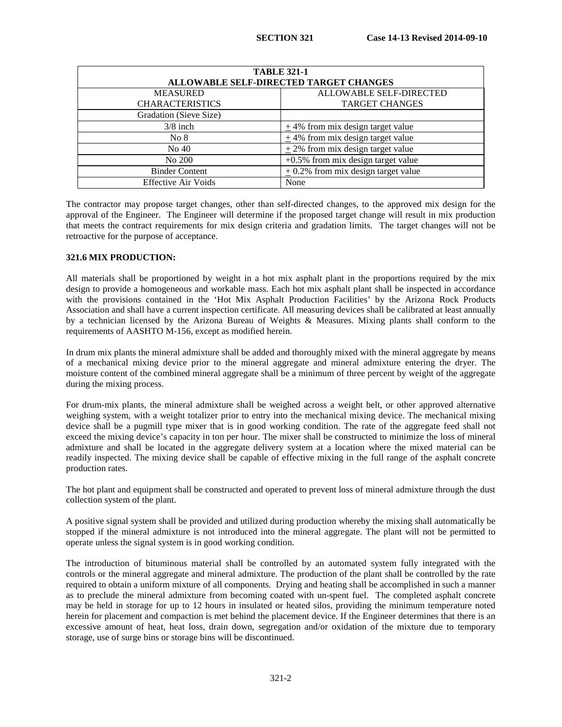| TABLE 321-1 ALLOWABLE SELF-DIRECTED TARGET CHANGES | |
|---|---|
| MEASURED CHARACTERISTICS | ALLOWABLE SELF-DIRECTED TARGET CHANGES |
| Gradation (Sieve Size) | |
| 3/8 inch | ± 4% from mix design target value |
| No 8 | ± 4% from mix design target value |
| No 40 | ± 2% from mix design target value |
| No 200 | +0.5% from mix design target value |
| Binder Content | ± 0.2% from mix design target value |
| Effective Air Voids | None |

The contractor may propose target changes, other than self-directed changes, to the approved mix design for the approval of the Engineer. The Engineer will determine if the proposed target change will result in mix production that meets the contract requirements for mix design criteria and gradation limits. The target changes will not be retroactive for the purpose of acceptance.

**321.6 MIX PRODUCTION:**

All materials shall be proportioned by weight in a hot mix asphalt plant in the proportions required by the mix design to provide a homogeneous and workable mass. Each hot mix asphalt plant shall be inspected in accordance with the provisions contained in the 'Hot Mix Asphalt Production Facilities' by the Arizona Rock Products Association and shall have a current inspection certificate. All measuring devices shall be calibrated at least annually by a technician licensed by the Arizona Bureau of Weights & Measures. Mixing plants shall conform to the requirements of AASHTO M-156, except as modified herein.

In drum mix plants the mineral admixture shall be added and thoroughly mixed with the mineral aggregate by means of a mechanical mixing device prior to the mineral aggregate and mineral admixture entering the dryer. The moisture content of the combined mineral aggregate shall be a minimum of three percent by weight of the aggregate during the mixing process.

For drum-mix plants, the mineral admixture shall be weighed across a weight belt, or other approved alternative weighing system, with a weight totalizer prior to entry into the mechanical mixing device. The mechanical mixing device shall be a pugmill type mixer that is in good working condition. The rate of the aggregate feed shall not exceed the mixing device's capacity in ton per hour. The mixer shall be constructed to minimize the loss of mineral admixture and shall be located in the aggregate delivery system at a location where the mixed material can be readily inspected. The mixing device shall be capable of effective mixing in the full range of the asphalt concrete production rates.

The hot plant and equipment shall be constructed and operated to prevent loss of mineral admixture through the dust collection system of the plant.

A positive signal system shall be provided and utilized during production whereby the mixing shall automatically be stopped if the mineral admixture is not introduced into the mineral aggregate. The plant will not be permitted to operate unless the signal system is in good working condition.

The introduction of bituminous material shall be controlled by an automated system fully integrated with the controls or the mineral aggregate and mineral admixture. The production of the plant shall be controlled by the rate required to obtain a uniform mixture of all components. Drying and heating shall be accomplished in such a manner as to preclude the mineral admixture from becoming coated with un-spent fuel. The completed asphalt concrete may be held in storage for up to 12 hours in insulated or heated silos, providing the minimum temperature noted herein for placement and compaction is met behind the placement device. If the Engineer determines that there is an excessive amount of heat, heat loss, drain down, segregation and/or oxidation of the mixture due to temporary storage, use of surge bins or storage bins will be discontinued.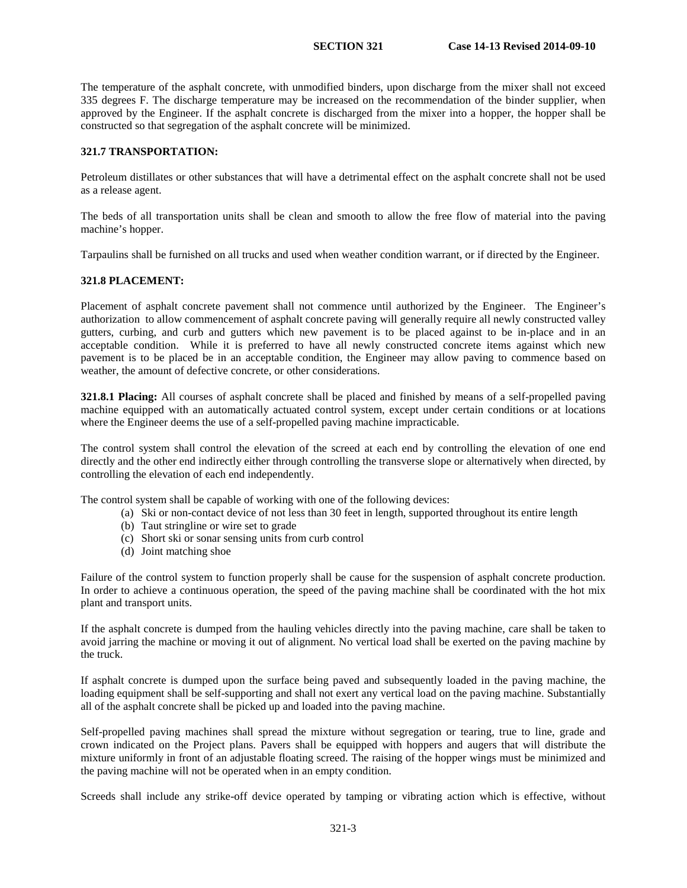The temperature of the asphalt concrete, with unmodified binders, upon discharge from the mixer shall not exceed 335 degrees F. The discharge temperature may be increased on the recommendation of the binder supplier, when approved by the Engineer. If the asphalt concrete is discharged from the mixer into a hopper, the hopper shall be constructed so that segregation of the asphalt concrete will be minimized.

**321.7 TRANSPORTATION:**

Petroleum distillates or other substances that will have a detrimental effect on the asphalt concrete shall not be used as a release agent.

The beds of all transportation units shall be clean and smooth to allow the free flow of material into the paving machine's hopper.

Tarpaulins shall be furnished on all trucks and used when weather condition warrant, or if directed by the Engineer.

**321.8 PLACEMENT:**

Placement of asphalt concrete pavement shall not commence until authorized by the Engineer. The Engineer's authorization to allow commencement of asphalt concrete paving will generally require all newly constructed valley gutters, curbing, and curb and gutters which new pavement is to be placed against to be in-place and in an acceptable condition. While it is preferred to have all newly constructed concrete items against which new pavement is to be placed be in an acceptable condition, the Engineer may allow paving to commence based on weather, the amount of defective concrete, or other considerations.

**321.8.1 Placing:** All courses of asphalt concrete shall be placed and finished by means of a self-propelled paving machine equipped with an automatically actuated control system, except under certain conditions or at locations where the Engineer deems the use of a self-propelled paving machine impracticable.

The control system shall control the elevation of the screed at each end by controlling the elevation of one end directly and the other end indirectly either through controlling the transverse slope or alternatively when directed, by controlling the elevation of each end independently.

The control system shall be capable of working with one of the following devices:

(a) Ski or non-contact device of not less than 30 feet in length, supported throughout its entire length
(b) Taut stringline or wire set to grade
(c) Short ski or sonar sensing units from curb control
(d) Joint matching shoe

Failure of the control system to function properly shall be cause for the suspension of asphalt concrete production. In order to achieve a continuous operation, the speed of the paving machine shall be coordinated with the hot mix plant and transport units.

If the asphalt concrete is dumped from the hauling vehicles directly into the paving machine, care shall be taken to avoid jarring the machine or moving it out of alignment. No vertical load shall be exerted on the paving machine by the truck.

If asphalt concrete is dumped upon the surface being paved and subsequently loaded in the paving machine, the loading equipment shall be self-supporting and shall not exert any vertical load on the paving machine. Substantially all of the asphalt concrete shall be picked up and loaded into the paving machine.

Self-propelled paving machines shall spread the mixture without segregation or tearing, true to line, grade and crown indicated on the Project plans. Pavers shall be equipped with hoppers and augers that will distribute the mixture uniformly in front of an adjustable floating screed. The raising of the hopper wings must be minimized and the paving machine will not be operated when in an empty condition.

Screeds shall include any strike-off device operated by tamping or vibrating action which is effective, without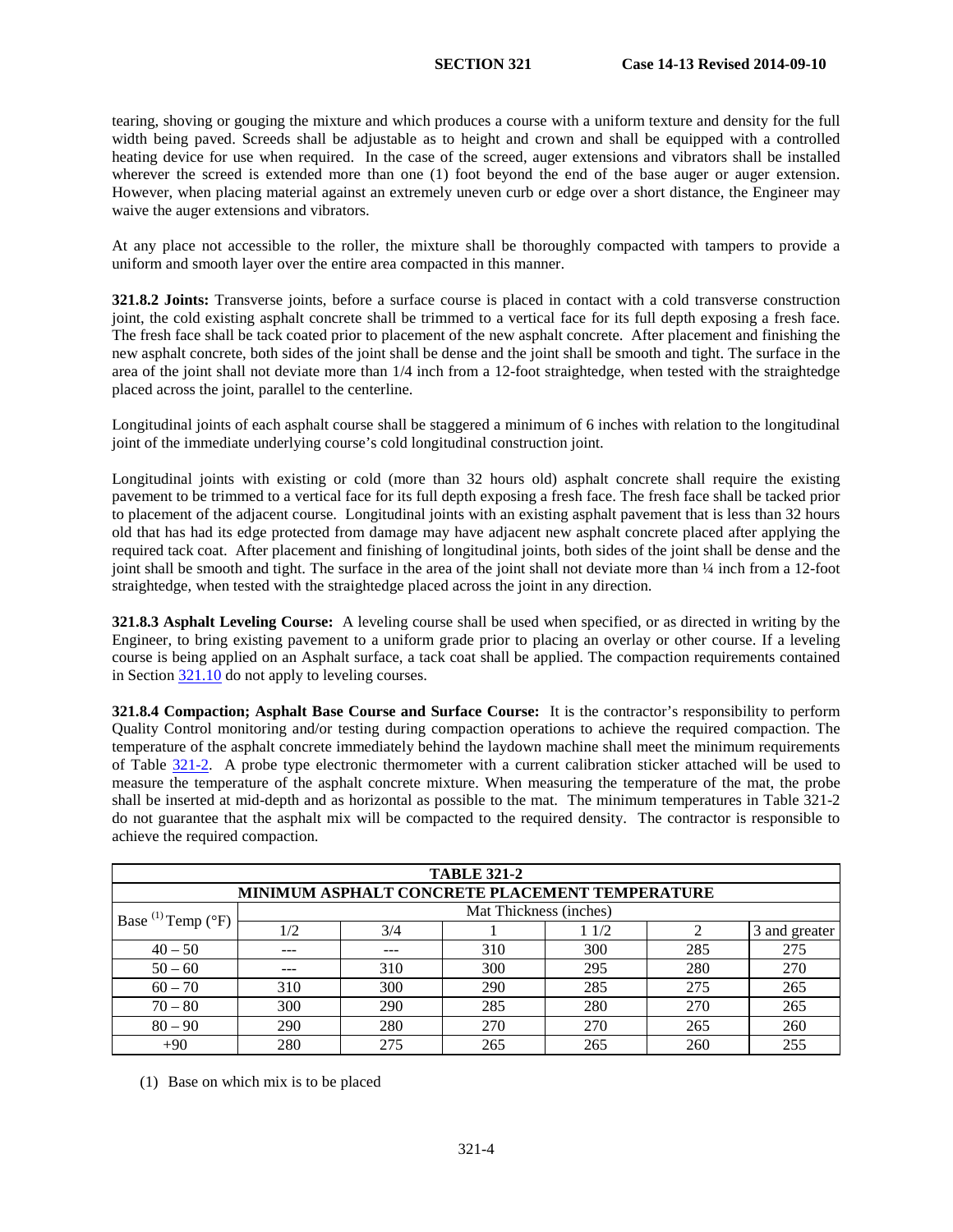tearing, shoving or gouging the mixture and which produces a course with a uniform texture and density for the full width being paved. Screeds shall be adjustable as to height and crown and shall be equipped with a controlled heating device for use when required. In the case of the screed, auger extensions and vibrators shall be installed wherever the screed is extended more than one (1) foot beyond the end of the base auger or auger extension. However, when placing material against an extremely uneven curb or edge over a short distance, the Engineer may waive the auger extensions and vibrators.

At any place not accessible to the roller, the mixture shall be thoroughly compacted with tampers to provide a uniform and smooth layer over the entire area compacted in this manner.

**321.8.2 Joints:** Transverse joints, before a surface course is placed in contact with a cold transverse construction joint, the cold existing asphalt concrete shall be trimmed to a vertical face for its full depth exposing a fresh face. The fresh face shall be tack coated prior to placement of the new asphalt concrete. After placement and finishing the new asphalt concrete, both sides of the joint shall be dense and the joint shall be smooth and tight. The surface in the area of the joint shall not deviate more than 1/4 inch from a 12-foot straightedge, when tested with the straightedge placed across the joint, parallel to the centerline.

Longitudinal joints of each asphalt course shall be staggered a minimum of 6 inches with relation to the longitudinal joint of the immediate underlying course's cold longitudinal construction joint.

Longitudinal joints with existing or cold (more than 32 hours old) asphalt concrete shall require the existing pavement to be trimmed to a vertical face for its full depth exposing a fresh face. The fresh face shall be tacked prior to placement of the adjacent course. Longitudinal joints with an existing asphalt pavement that is less than 32 hours old that has had its edge protected from damage may have adjacent new asphalt concrete placed after applying the required tack coat. After placement and finishing of longitudinal joints, both sides of the joint shall be dense and the joint shall be smooth and tight. The surface in the area of the joint shall not deviate more than ¼ inch from a 12-foot straightedge, when tested with the straightedge placed across the joint in any direction.

**321.8.3 Asphalt Leveling Course:** A leveling course shall be used when specified, or as directed in writing by the Engineer, to bring existing pavement to a uniform grade prior to placing an overlay or other course. If a leveling course is being applied on an Asphalt surface, a tack coat shall be applied. The compaction requirements contained in Section 321.10 do not apply to leveling courses.

**321.8.4 Compaction; Asphalt Base Course and Surface Course:** It is the contractor's responsibility to perform Quality Control monitoring and/or testing during compaction operations to achieve the required compaction. The temperature of the asphalt concrete immediately behind the laydown machine shall meet the minimum requirements of Table 321-2. A probe type electronic thermometer with a current calibration sticker attached will be used to measure the temperature of the asphalt concrete mixture. When measuring the temperature of the mat, the probe shall be inserted at mid-depth and as horizontal as possible to the mat. The minimum temperatures in Table 321-2 do not guarantee that the asphalt mix will be compacted to the required density. The contractor is responsible to achieve the required compaction.

**TABLE 321-2**
**MINIMUM ASPHALT CONCRETE PLACEMENT TEMPERATURE**

| Base [1] Temp (°F) | Mat Thickness (inches) | | | | | |
|---|---|---|---|---|---|---|
| | 1/2 | 3/4 | 1 | 1 1/2 | 2 | 3 and greater |
| 40 – 50 | --- | --- | 310 | 300 | 285 | 275 |
| 50 – 60 | --- | 310 | 300 | 295 | 280 | 270 |
| 60 – 70 | 310 | 300 | 290 | 285 | 275 | 265 |
| 70 – 80 | 300 | 290 | 285 | 280 | 270 | 265 |
| 80 – 90 | 290 | 280 | 270 | 270 | 265 | 260 |
| +90 | 280 | 275 | 265 | 265 | 260 | 255 |

(1) Base on which mix is to be placed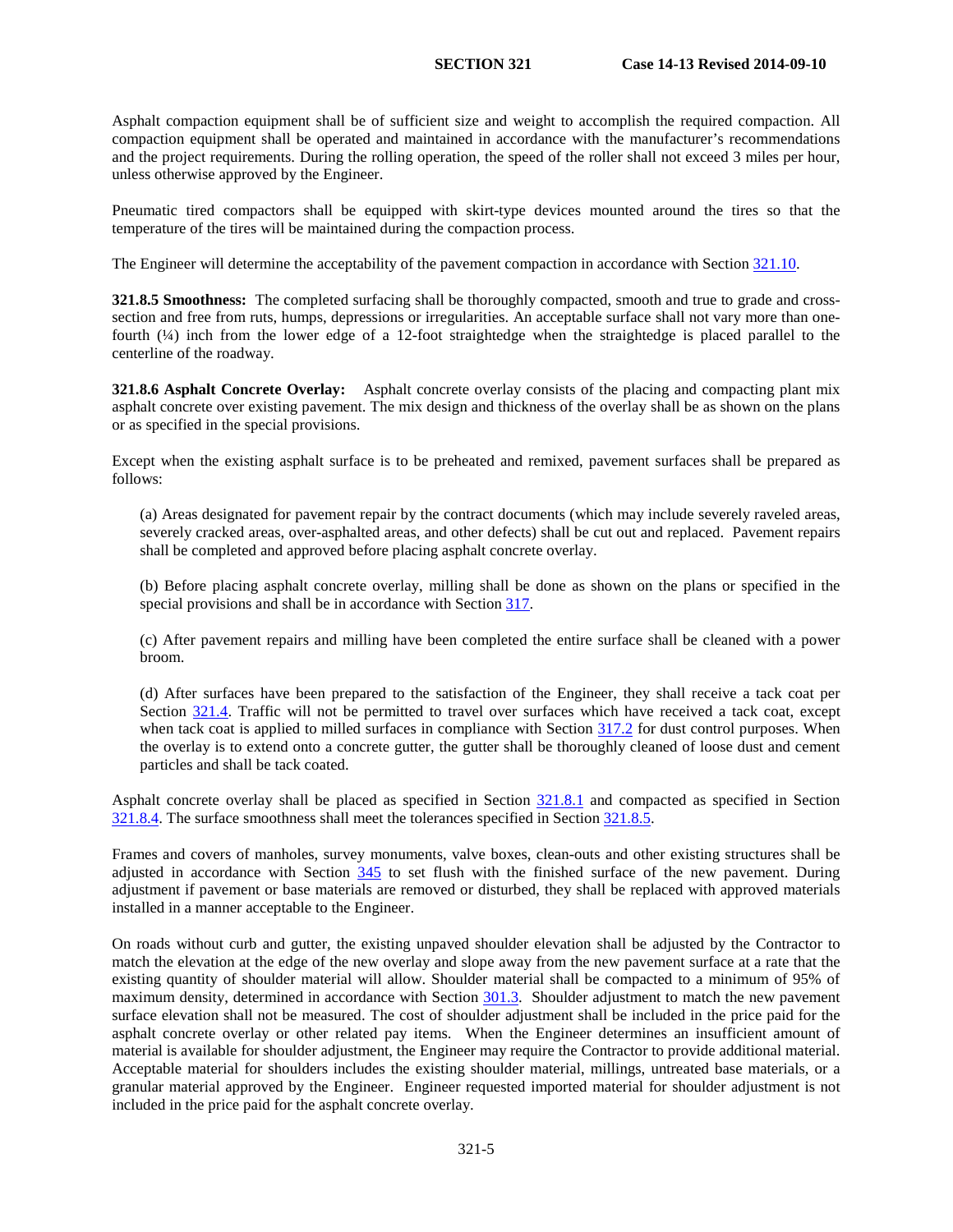Asphalt compaction equipment shall be of sufficient size and weight to accomplish the required compaction. All compaction equipment shall be operated and maintained in accordance with the manufacturer's recommendations and the project requirements. During the rolling operation, the speed of the roller shall not exceed 3 miles per hour, unless otherwise approved by the Engineer.

Pneumatic tired compactors shall be equipped with skirt-type devices mounted around the tires so that the temperature of the tires will be maintained during the compaction process.

The Engineer will determine the acceptability of the pavement compaction in accordance with Section 321.10.

**321.8.5 Smoothness:** The completed surfacing shall be thoroughly compacted, smooth and true to grade and cross-section and free from ruts, humps, depressions or irregularities. An acceptable surface shall not vary more than one-fourth (¼) inch from the lower edge of a 12-foot straightedge when the straightedge is placed parallel to the centerline of the roadway.

**321.8.6 Asphalt Concrete Overlay:** Asphalt concrete overlay consists of the placing and compacting plant mix asphalt concrete over existing pavement. The mix design and thickness of the overlay shall be as shown on the plans or as specified in the special provisions.

Except when the existing asphalt surface is to be preheated and remixed, pavement surfaces shall be prepared as follows:

(a) Areas designated for pavement repair by the contract documents (which may include severely raveled areas, severely cracked areas, over-asphalted areas, and other defects) shall be cut out and replaced. Pavement repairs shall be completed and approved before placing asphalt concrete overlay.

(b) Before placing asphalt concrete overlay, milling shall be done as shown on the plans or specified in the special provisions and shall be in accordance with Section 317.

(c) After pavement repairs and milling have been completed the entire surface shall be cleaned with a power broom.

(d) After surfaces have been prepared to the satisfaction of the Engineer, they shall receive a tack coat per Section 321.4. Traffic will not be permitted to travel over surfaces which have received a tack coat, except when tack coat is applied to milled surfaces in compliance with Section 317.2 for dust control purposes. When the overlay is to extend onto a concrete gutter, the gutter shall be thoroughly cleaned of loose dust and cement particles and shall be tack coated.

Asphalt concrete overlay shall be placed as specified in Section 321.8.1 and compacted as specified in Section 321.8.4. The surface smoothness shall meet the tolerances specified in Section 321.8.5.

Frames and covers of manholes, survey monuments, valve boxes, clean-outs and other existing structures shall be adjusted in accordance with Section 345 to set flush with the finished surface of the new pavement. During adjustment if pavement or base materials are removed or disturbed, they shall be replaced with approved materials installed in a manner acceptable to the Engineer.

On roads without curb and gutter, the existing unpaved shoulder elevation shall be adjusted by the Contractor to match the elevation at the edge of the new overlay and slope away from the new pavement surface at a rate that the existing quantity of shoulder material will allow. Shoulder material shall be compacted to a minimum of 95% of maximum density, determined in accordance with Section 301.3. Shoulder adjustment to match the new pavement surface elevation shall not be measured. The cost of shoulder adjustment shall be included in the price paid for the asphalt concrete overlay or other related pay items. When the Engineer determines an insufficient amount of material is available for shoulder adjustment, the Engineer may require the Contractor to provide additional material. Acceptable material for shoulders includes the existing shoulder material, millings, untreated base materials, or a granular material approved by the Engineer. Engineer requested imported material for shoulder adjustment is not included in the price paid for the asphalt concrete overlay.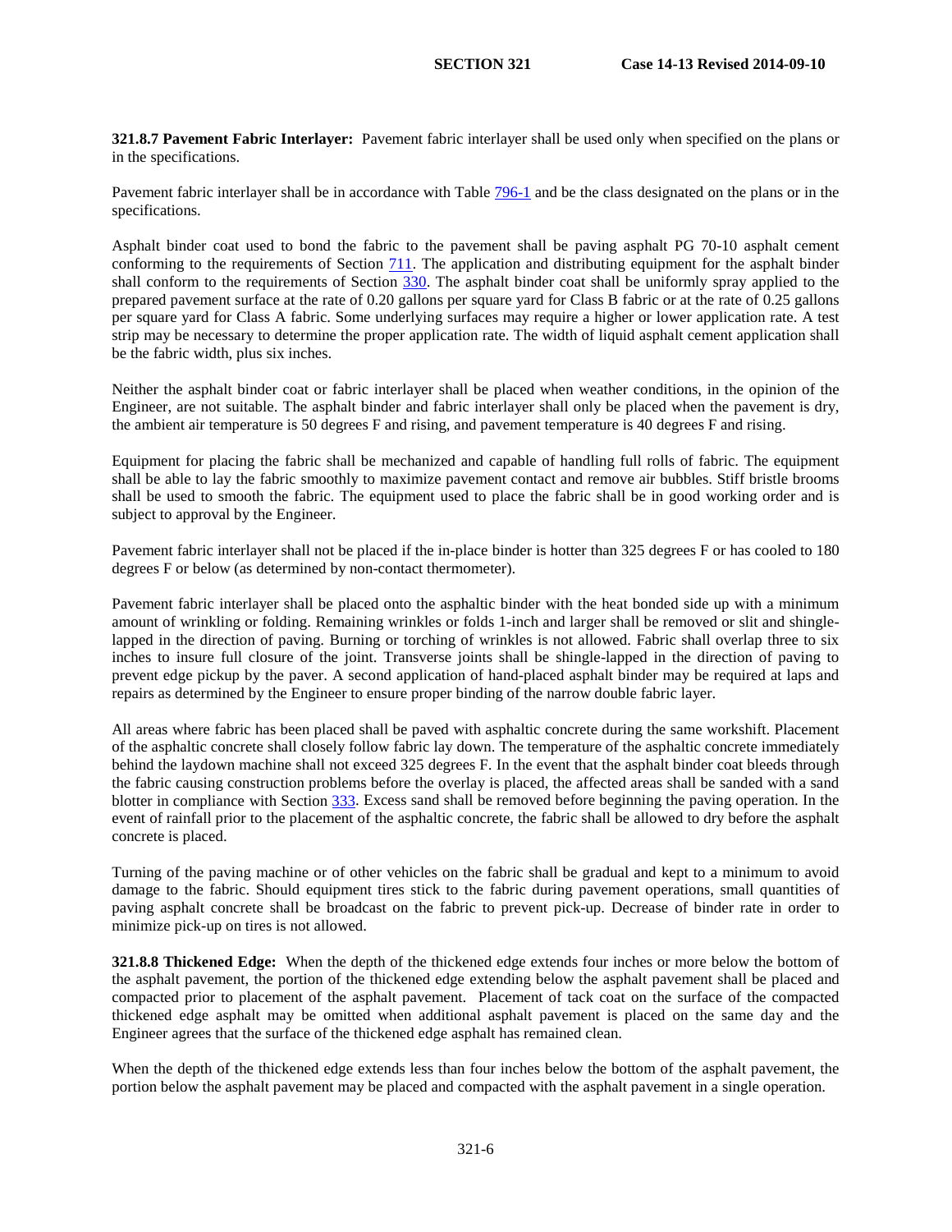**321.8.7 Pavement Fabric Interlayer:** Pavement fabric interlayer shall be used only when specified on the plans or in the specifications.

Pavement fabric interlayer shall be in accordance with Table 796-1 and be the class designated on the plans or in the specifications.

Asphalt binder coat used to bond the fabric to the pavement shall be paving asphalt PG 70-10 asphalt cement conforming to the requirements of Section 711. The application and distributing equipment for the asphalt binder shall conform to the requirements of Section 330. The asphalt binder coat shall be uniformly spray applied to the prepared pavement surface at the rate of 0.20 gallons per square yard for Class B fabric or at the rate of 0.25 gallons per square yard for Class A fabric. Some underlying surfaces may require a higher or lower application rate. A test strip may be necessary to determine the proper application rate. The width of liquid asphalt cement application shall be the fabric width, plus six inches.

Neither the asphalt binder coat or fabric interlayer shall be placed when weather conditions, in the opinion of the Engineer, are not suitable. The asphalt binder and fabric interlayer shall only be placed when the pavement is dry, the ambient air temperature is 50 degrees F and rising, and pavement temperature is 40 degrees F and rising.

Equipment for placing the fabric shall be mechanized and capable of handling full rolls of fabric. The equipment shall be able to lay the fabric smoothly to maximize pavement contact and remove air bubbles. Stiff bristle brooms shall be used to smooth the fabric. The equipment used to place the fabric shall be in good working order and is subject to approval by the Engineer.

Pavement fabric interlayer shall not be placed if the in-place binder is hotter than 325 degrees F or has cooled to 180 degrees F or below (as determined by non-contact thermometer).

Pavement fabric interlayer shall be placed onto the asphaltic binder with the heat bonded side up with a minimum amount of wrinkling or folding. Remaining wrinkles or folds 1-inch and larger shall be removed or slit and shingle-lapped in the direction of paving. Burning or torching of wrinkles is not allowed. Fabric shall overlap three to six inches to insure full closure of the joint. Transverse joints shall be shingle-lapped in the direction of paving to prevent edge pickup by the paver. A second application of hand-placed asphalt binder may be required at laps and repairs as determined by the Engineer to ensure proper binding of the narrow double fabric layer.

All areas where fabric has been placed shall be paved with asphaltic concrete during the same workshift. Placement of the asphaltic concrete shall closely follow fabric lay down. The temperature of the asphaltic concrete immediately behind the laydown machine shall not exceed 325 degrees F. In the event that the asphalt binder coat bleeds through the fabric causing construction problems before the overlay is placed, the affected areas shall be sanded with a sand blotter in compliance with Section 333. Excess sand shall be removed before beginning the paving operation. In the event of rainfall prior to the placement of the asphaltic concrete, the fabric shall be allowed to dry before the asphalt concrete is placed.

Turning of the paving machine or of other vehicles on the fabric shall be gradual and kept to a minimum to avoid damage to the fabric. Should equipment tires stick to the fabric during pavement operations, small quantities of paving asphalt concrete shall be broadcast on the fabric to prevent pick-up. Decrease of binder rate in order to minimize pick-up on tires is not allowed.

**321.8.8 Thickened Edge:** When the depth of the thickened edge extends four inches or more below the bottom of the asphalt pavement, the portion of the thickened edge extending below the asphalt pavement shall be placed and compacted prior to placement of the asphalt pavement. Placement of tack coat on the surface of the compacted thickened edge asphalt may be omitted when additional asphalt pavement is placed on the same day and the Engineer agrees that the surface of the thickened edge asphalt has remained clean.

When the depth of the thickened edge extends less than four inches below the bottom of the asphalt pavement, the portion below the asphalt pavement may be placed and compacted with the asphalt pavement in a single operation.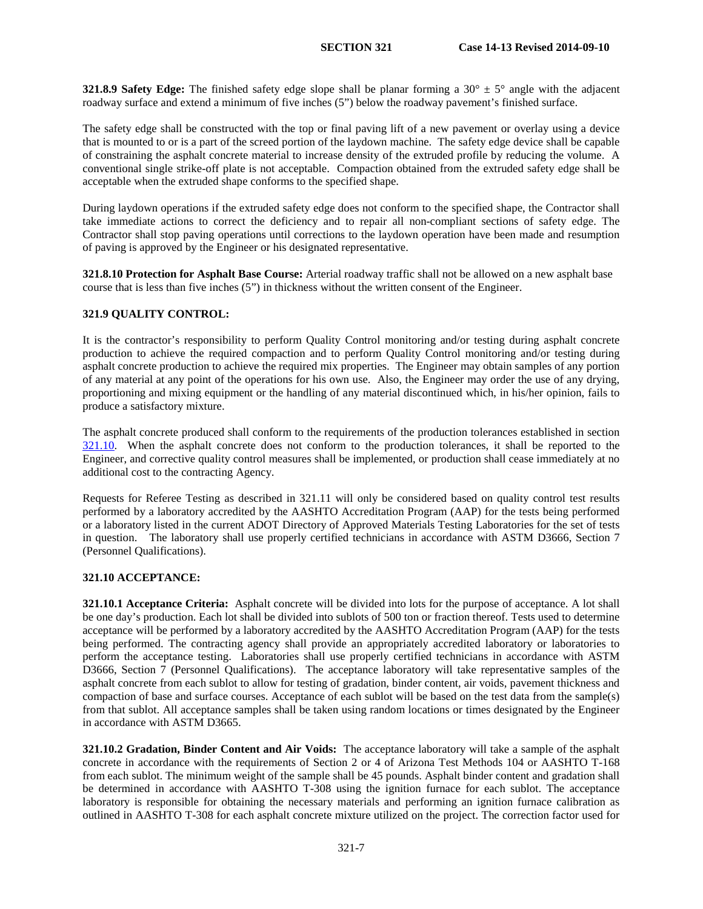**321.8.9 Safety Edge:** The finished safety edge slope shall be planar forming a 30° ± 5° angle with the adjacent roadway surface and extend a minimum of five inches (5") below the roadway pavement's finished surface.

The safety edge shall be constructed with the top or final paving lift of a new pavement or overlay using a device that is mounted to or is a part of the screed portion of the laydown machine. The safety edge device shall be capable of constraining the asphalt concrete material to increase density of the extruded profile by reducing the volume. A conventional single strike-off plate is not acceptable. Compaction obtained from the extruded safety edge shall be acceptable when the extruded shape conforms to the specified shape.

During laydown operations if the extruded safety edge does not conform to the specified shape, the Contractor shall take immediate actions to correct the deficiency and to repair all non-compliant sections of safety edge. The Contractor shall stop paving operations until corrections to the laydown operation have been made and resumption of paving is approved by the Engineer or his designated representative.

**321.8.10 Protection for Asphalt Base Course:** Arterial roadway traffic shall not be allowed on a new asphalt base course that is less than five inches (5") in thickness without the written consent of the Engineer.

## 321.9 QUALITY CONTROL:

It is the contractor's responsibility to perform Quality Control monitoring and/or testing during asphalt concrete production to achieve the required compaction and to perform Quality Control monitoring and/or testing during asphalt concrete production to achieve the required mix properties. The Engineer may obtain samples of any portion of any material at any point of the operations for his own use. Also, the Engineer may order the use of any drying, proportioning and mixing equipment or the handling of any material discontinued which, in his/her opinion, fails to produce a satisfactory mixture.

The asphalt concrete produced shall conform to the requirements of the production tolerances established in section 321.10. When the asphalt concrete does not conform to the production tolerances, it shall be reported to the Engineer, and corrective quality control measures shall be implemented, or production shall cease immediately at no additional cost to the contracting Agency.

Requests for Referee Testing as described in 321.11 will only be considered based on quality control test results performed by a laboratory accredited by the AASHTO Accreditation Program (AAP) for the tests being performed or a laboratory listed in the current ADOT Directory of Approved Materials Testing Laboratories for the set of tests in question. The laboratory shall use properly certified technicians in accordance with ASTM D3666, Section 7 (Personnel Qualifications).

## 321.10 ACCEPTANCE:

**321.10.1 Acceptance Criteria:** Asphalt concrete will be divided into lots for the purpose of acceptance. A lot shall be one day's production. Each lot shall be divided into sublots of 500 ton or fraction thereof. Tests used to determine acceptance will be performed by a laboratory accredited by the AASHTO Accreditation Program (AAP) for the tests being performed. The contracting agency shall provide an appropriately accredited laboratory or laboratories to perform the acceptance testing. Laboratories shall use properly certified technicians in accordance with ASTM D3666, Section 7 (Personnel Qualifications). The acceptance laboratory will take representative samples of the asphalt concrete from each sublot to allow for testing of gradation, binder content, air voids, pavement thickness and compaction of base and surface courses. Acceptance of each sublot will be based on the test data from the sample(s) from that sublot. All acceptance samples shall be taken using random locations or times designated by the Engineer in accordance with ASTM D3665.

**321.10.2 Gradation, Binder Content and Air Voids:** The acceptance laboratory will take a sample of the asphalt concrete in accordance with the requirements of Section 2 or 4 of Arizona Test Methods 104 or AASHTO T-168 from each sublot. The minimum weight of the sample shall be 45 pounds. Asphalt binder content and gradation shall be determined in accordance with AASHTO T-308 using the ignition furnace for each sublot. The acceptance laboratory is responsible for obtaining the necessary materials and performing an ignition furnace calibration as outlined in AASHTO T-308 for each asphalt concrete mixture utilized on the project. The correction factor used for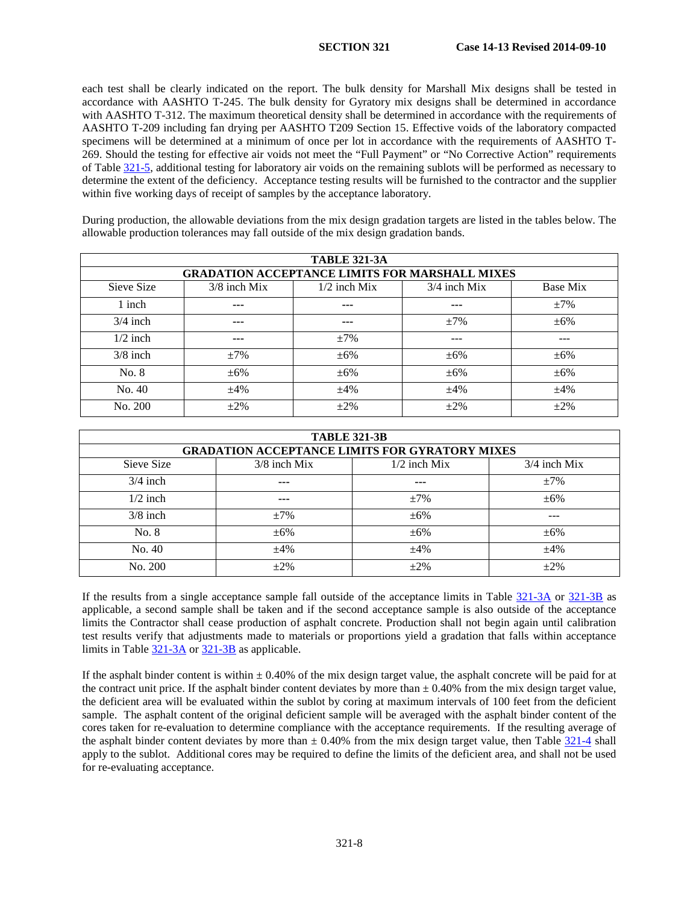each test shall be clearly indicated on the report. The bulk density for Marshall Mix designs shall be tested in accordance with AASHTO T-245. The bulk density for Gyratory mix designs shall be determined in accordance with AASHTO T-312. The maximum theoretical density shall be determined in accordance with the requirements of AASHTO T-209 including fan drying per AASHTO T209 Section 15. Effective voids of the laboratory compacted specimens will be determined at a minimum of once per lot in accordance with the requirements of AASHTO T-269. Should the testing for effective air voids not meet the "Full Payment" or "No Corrective Action" requirements of Table 321-5, additional testing for laboratory air voids on the remaining sublots will be performed as necessary to determine the extent of the deficiency. Acceptance testing results will be furnished to the contractor and the supplier within five working days of receipt of samples by the acceptance laboratory.

During production, the allowable deviations from the mix design gradation targets are listed in the tables below. The allowable production tolerances may fall outside of the mix design gradation bands.

**TABLE 321-3A**
**GRADATION ACCEPTANCE LIMITS FOR MARSHALL MIXES**

| Sieve Size | 3/8 inch Mix | 1/2 inch Mix | 3/4 inch Mix | Base Mix |
|---|---|---|---|---|
| 1 inch | --- | --- | --- | ±7% |
| 3/4 inch | --- | --- | ±7% | ±6% |
| 1/2 inch | --- | ±7% | --- | --- |
| 3/8 inch | ±7% | ±6% | ±6% | ±6% |
| No. 8 | ±6% | ±6% | ±6% | ±6% |
| No. 40 | ±4% | ±4% | ±4% | ±4% |
| No. 200 | ±2% | ±2% | ±2% | ±2% |

**TABLE 321-3B**
**GRADATION ACCEPTANCE LIMITS FOR GYRATORY MIXES**

| Sieve Size | 3/8 inch Mix | 1/2 inch Mix | 3/4 inch Mix |
|---|---|---|---|
| 3/4 inch | --- | --- | ±7% |
| 1/2 inch | --- | ±7% | ±6% |
| 3/8 inch | ±7% | ±6% | --- |
| No. 8 | ±6% | ±6% | ±6% |
| No. 40 | ±4% | ±4% | ±4% |
| No. 200 | ±2% | ±2% | ±2% |

If the results from a single acceptance sample fall outside of the acceptance limits in Table 321-3A or 321-3B as applicable, a second sample shall be taken and if the second acceptance sample is also outside of the acceptance limits the Contractor shall cease production of asphalt concrete. Production shall not begin again until calibration test results verify that adjustments made to materials or proportions yield a gradation that falls within acceptance limits in Table 321-3A or 321-3B as applicable.

If the asphalt binder content is within ± 0.40% of the mix design target value, the asphalt concrete will be paid for at the contract unit price. If the asphalt binder content deviates by more than ± 0.40% from the mix design target value, the deficient area will be evaluated within the sublot by coring at maximum intervals of 100 feet from the deficient sample. The asphalt content of the original deficient sample will be averaged with the asphalt binder content of the cores taken for re-evaluation to determine compliance with the acceptance requirements. If the resulting average of the asphalt binder content deviates by more than ± 0.40% from the mix design target value, then Table 321-4 shall apply to the sublot. Additional cores may be required to define the limits of the deficient area, and shall not be used for re-evaluating acceptance.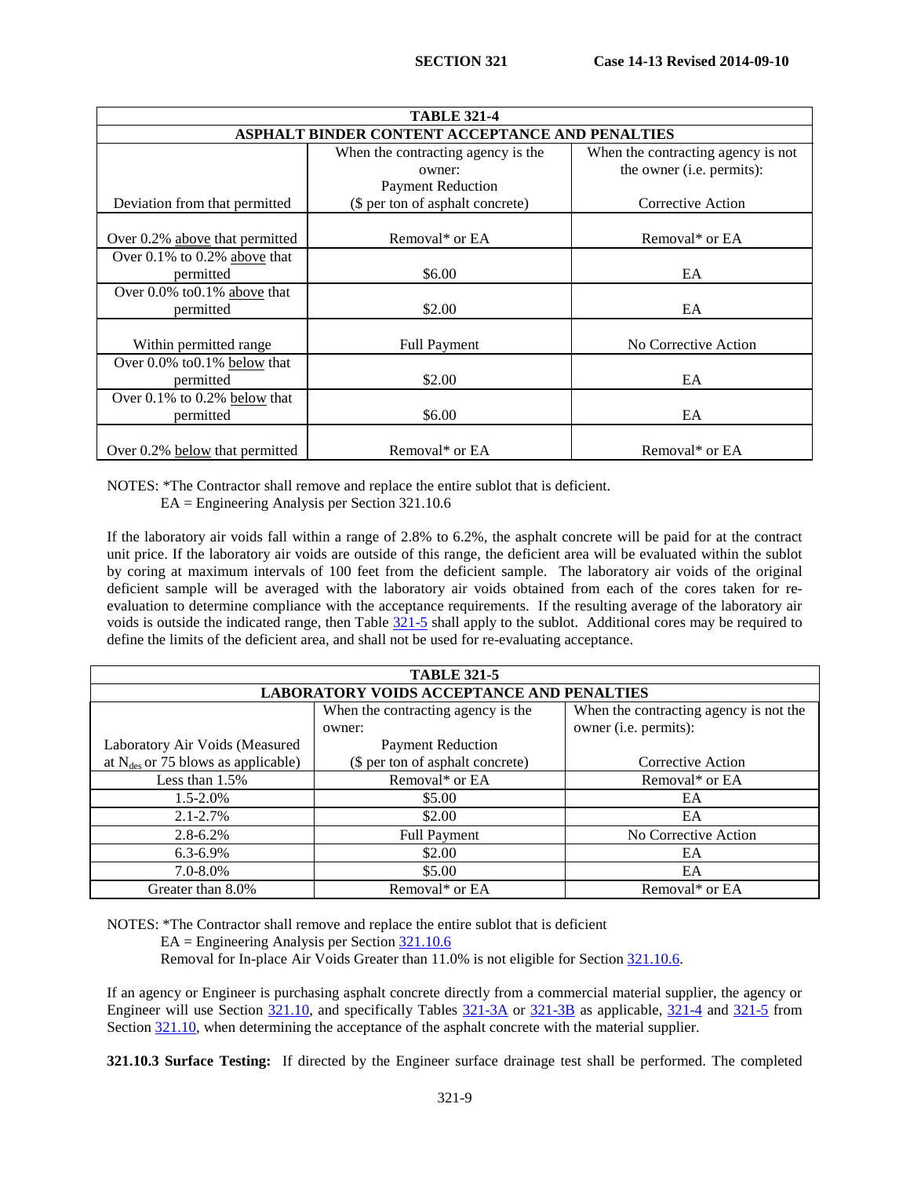| TABLE 321-4 | | |
|---|---|---|
| ASPHALT BINDER CONTENT ACCEPTANCE AND PENALTIES | | |
| Deviation from that permitted | When the contracting agency is the owner: Payment Reduction ($ per ton of asphalt concrete) | When the contracting agency is not the owner (i.e. permits): Corrective Action |
| Over 0.2% above that permitted | Removal* or EA | Removal* or EA |
| Over 0.1% to 0.2% above that permitted | $6.00 | EA |
| Over 0.0% to0.1% above that permitted | $2.00 | EA |
| Within permitted range | Full Payment | No Corrective Action |
| Over 0.0% to0.1% below that permitted | $2.00 | EA |
| Over 0.1% to 0.2% below that permitted | $6.00 | EA |
| Over 0.2% below that permitted | Removal* or EA | Removal* or EA |

NOTES: *The Contractor shall remove and replace the entire sublot that is deficient.
EA = Engineering Analysis per Section 321.10.6

If the laboratory air voids fall within a range of 2.8% to 6.2%, the asphalt concrete will be paid for at the contract unit price. If the laboratory air voids are outside of this range, the deficient area will be evaluated within the sublot by coring at maximum intervals of 100 feet from the deficient sample. The laboratory air voids of the original deficient sample will be averaged with the laboratory air voids obtained from each of the cores taken for re-evaluation to determine compliance with the acceptance requirements. If the resulting average of the laboratory air voids is outside the indicated range, then Table 321-5 shall apply to the sublot. Additional cores may be required to define the limits of the deficient area, and shall not be used for re-evaluating acceptance.

| TABLE 321-5 | | |
|---|---|---|
| LABORATORY VOIDS ACCEPTANCE AND PENALTIES | | |
| Laboratory Air Voids (Measured at $N_{des}$ or 75 blows as applicable) | When the contracting agency is the owner: Payment Reduction ($ per ton of asphalt concrete) | When the contracting agency is not the owner (i.e. permits): Corrective Action |
| Less than 1.5% | Removal* or EA | Removal* or EA |
| 1.5-2.0% | $5.00 | EA |
| 2.1-2.7% | $2.00 | EA |
| 2.8-6.2% | Full Payment | No Corrective Action |
| 6.3-6.9% | $2.00 | EA |
| 7.0-8.0% | $5.00 | EA |
| Greater than 8.0% | Removal* or EA | Removal* or EA |

NOTES: *The Contractor shall remove and replace the entire sublot that is deficient
EA = Engineering Analysis per Section 321.10.6
Removal for In-place Air Voids Greater than 11.0% is not eligible for Section 321.10.6.

If an agency or Engineer is purchasing asphalt concrete directly from a commercial material supplier, the agency or Engineer will use Section 321.10, and specifically Tables 321-3A or 321-3B as applicable, 321-4 and 321-5 from Section 321.10, when determining the acceptance of the asphalt concrete with the material supplier.

**321.10.3 Surface Testing:** If directed by the Engineer surface drainage test shall be performed. The completed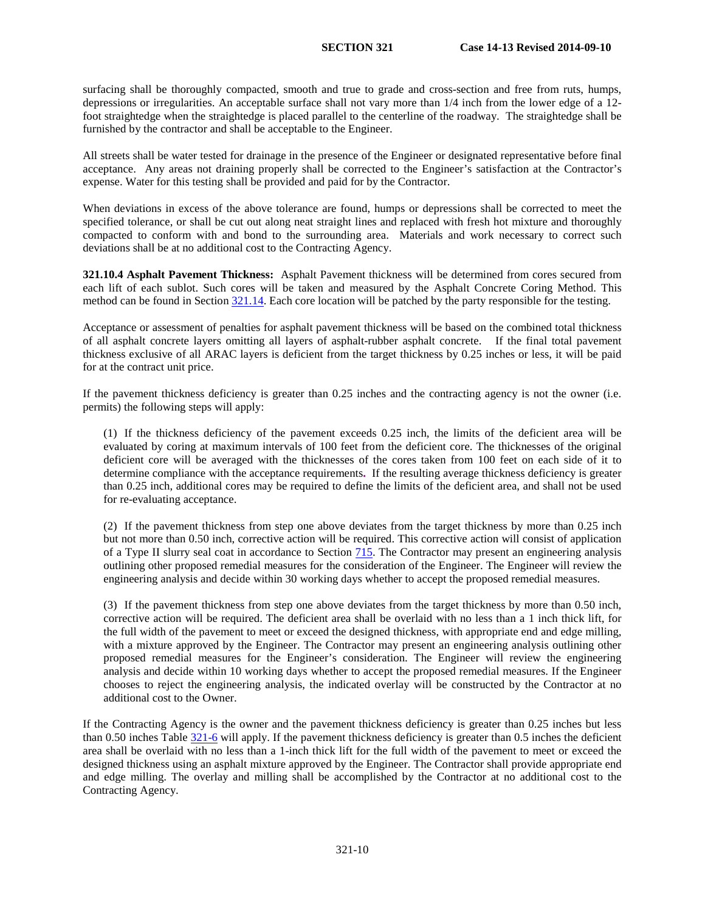surfacing shall be thoroughly compacted, smooth and true to grade and cross-section and free from ruts, humps, depressions or irregularities. An acceptable surface shall not vary more than 1/4 inch from the lower edge of a 12-foot straightedge when the straightedge is placed parallel to the centerline of the roadway. The straightedge shall be furnished by the contractor and shall be acceptable to the Engineer.

All streets shall be water tested for drainage in the presence of the Engineer or designated representative before final acceptance. Any areas not draining properly shall be corrected to the Engineer's satisfaction at the Contractor's expense. Water for this testing shall be provided and paid for by the Contractor.

When deviations in excess of the above tolerance are found, humps or depressions shall be corrected to meet the specified tolerance, or shall be cut out along neat straight lines and replaced with fresh hot mixture and thoroughly compacted to conform with and bond to the surrounding area. Materials and work necessary to correct such deviations shall be at no additional cost to the Contracting Agency.

**321.10.4 Asphalt Pavement Thickness:** Asphalt Pavement thickness will be determined from cores secured from each lift of each sublot. Such cores will be taken and measured by the Asphalt Concrete Coring Method. This method can be found in Section 321.14. Each core location will be patched by the party responsible for the testing.

Acceptance or assessment of penalties for asphalt pavement thickness will be based on the combined total thickness of all asphalt concrete layers omitting all layers of asphalt-rubber asphalt concrete. If the final total pavement thickness exclusive of all ARAC layers is deficient from the target thickness by 0.25 inches or less, it will be paid for at the contract unit price.

If the pavement thickness deficiency is greater than 0.25 inches and the contracting agency is not the owner (i.e. permits) the following steps will apply:

(1) If the thickness deficiency of the pavement exceeds 0.25 inch, the limits of the deficient area will be evaluated by coring at maximum intervals of 100 feet from the deficient core. The thicknesses of the original deficient core will be averaged with the thicknesses of the cores taken from 100 feet on each side of it to determine compliance with the acceptance requirements. If the resulting average thickness deficiency is greater than 0.25 inch, additional cores may be required to define the limits of the deficient area, and shall not be used for re-evaluating acceptance.

(2) If the pavement thickness from step one above deviates from the target thickness by more than 0.25 inch but not more than 0.50 inch, corrective action will be required. This corrective action will consist of application of a Type II slurry seal coat in accordance to Section 715. The Contractor may present an engineering analysis outlining other proposed remedial measures for the consideration of the Engineer. The Engineer will review the engineering analysis and decide within 30 working days whether to accept the proposed remedial measures.

(3) If the pavement thickness from step one above deviates from the target thickness by more than 0.50 inch, corrective action will be required. The deficient area shall be overlaid with no less than a 1 inch thick lift, for the full width of the pavement to meet or exceed the designed thickness, with appropriate end and edge milling, with a mixture approved by the Engineer. The Contractor may present an engineering analysis outlining other proposed remedial measures for the Engineer's consideration. The Engineer will review the engineering analysis and decide within 10 working days whether to accept the proposed remedial measures. If the Engineer chooses to reject the engineering analysis, the indicated overlay will be constructed by the Contractor at no additional cost to the Owner.

If the Contracting Agency is the owner and the pavement thickness deficiency is greater than 0.25 inches but less than 0.50 inches Table 321-6 will apply. If the pavement thickness deficiency is greater than 0.5 inches the deficient area shall be overlaid with no less than a 1-inch thick lift for the full width of the pavement to meet or exceed the designed thickness using an asphalt mixture approved by the Engineer. The Contractor shall provide appropriate end and edge milling. The overlay and milling shall be accomplished by the Contractor at no additional cost to the Contracting Agency.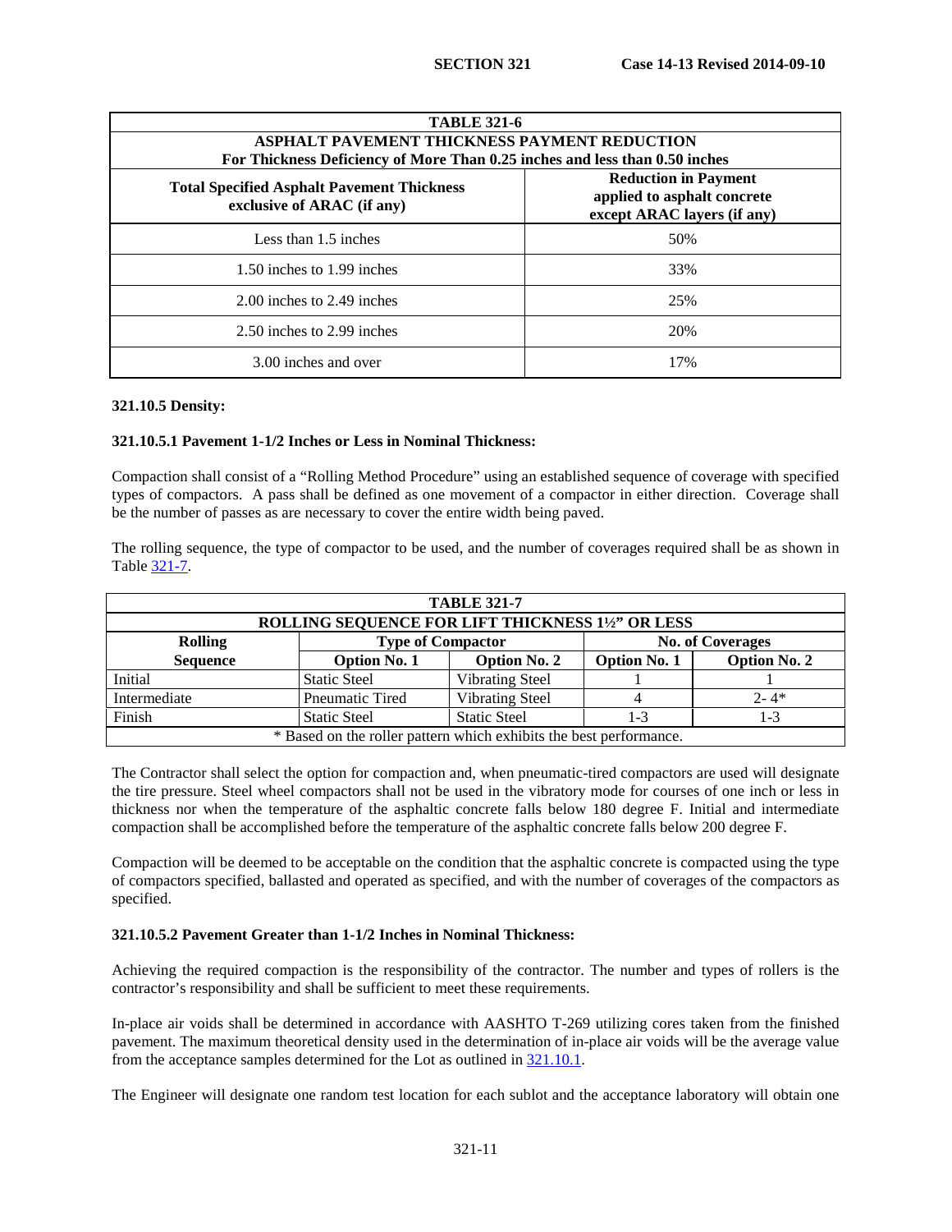| TABLE 321-6 | |
|---|---|
| **ASPHALT PAVEMENT THICKNESS PAYMENT REDUCTION For Thickness Deficiency of More Than 0.25 inches and less than 0.50 inches** | |
| **Total Specified Asphalt Pavement Thickness exclusive of ARAC (if any)** | **Reduction in Payment applied to asphalt concrete except ARAC layers (if any)** |
| Less than 1.5 inches | 50% |
| 1.50 inches to 1.99 inches | 33% |
| 2.00 inches to 2.49 inches | 25% |
| 2.50 inches to 2.99 inches | 20% |
| 3.00 inches and over | 17% |

**321.10.5 Density:**

**321.10.5.1 Pavement 1-1/2 Inches or Less in Nominal Thickness:**

Compaction shall consist of a "Rolling Method Procedure" using an established sequence of coverage with specified types of compactors. A pass shall be defined as one movement of a compactor in either direction. Coverage shall be the number of passes as are necessary to cover the entire width being paved.

The rolling sequence, the type of compactor to be used, and the number of coverages required shall be as shown in Table 321-7.

| TABLE 321-7 | | | | |
|---|---|---|---|---|
| **ROLLING SEQUENCE FOR LIFT THICKNESS 1½" OR LESS** | | | | |
| **Rolling Sequence** | **Type of Compactor** | | **No. of Coverages** | |
| | **Option No. 1** | **Option No. 2** | **Option No. 1** | **Option No. 2** |
| Initial | Static Steel | Vibrating Steel | 1 | 1 |
| Intermediate | Pneumatic Tired | Vibrating Steel | 4 | 2- 4* |
| Finish | Static Steel | Static Steel | 1-3 | 1-3 |
| * Based on the roller pattern which exhibits the best performance. | | | | |

The Contractor shall select the option for compaction and, when pneumatic-tired compactors are used will designate the tire pressure. Steel wheel compactors shall not be used in the vibratory mode for courses of one inch or less in thickness nor when the temperature of the asphaltic concrete falls below 180 degree F. Initial and intermediate compaction shall be accomplished before the temperature of the asphaltic concrete falls below 200 degree F.

Compaction will be deemed to be acceptable on the condition that the asphaltic concrete is compacted using the type of compactors specified, ballasted and operated as specified, and with the number of coverages of the compactors as specified.

**321.10.5.2 Pavement Greater than 1-1/2 Inches in Nominal Thickness:**

Achieving the required compaction is the responsibility of the contractor. The number and types of rollers is the contractor's responsibility and shall be sufficient to meet these requirements.

In-place air voids shall be determined in accordance with AASHTO T-269 utilizing cores taken from the finished pavement. The maximum theoretical density used in the determination of in-place air voids will be the average value from the acceptance samples determined for the Lot as outlined in 321.10.1.

The Engineer will designate one random test location for each sublot and the acceptance laboratory will obtain one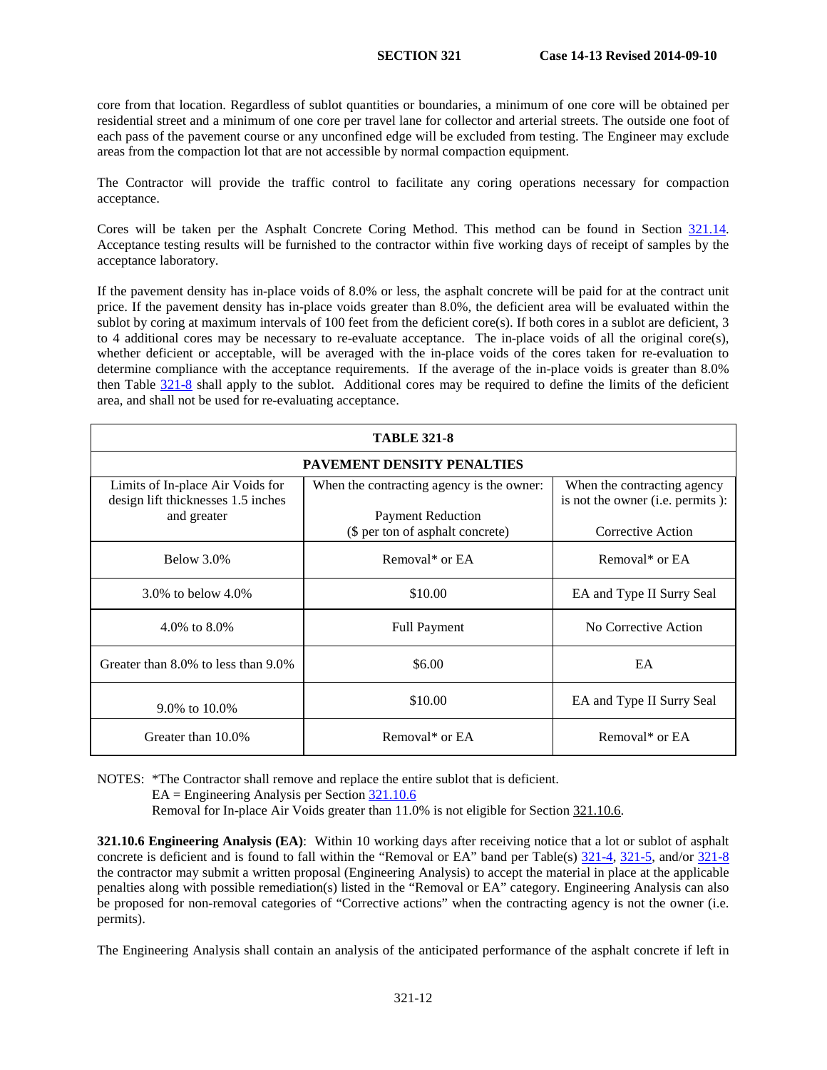core from that location. Regardless of sublot quantities or boundaries, a minimum of one core will be obtained per residential street and a minimum of one core per travel lane for collector and arterial streets. The outside one foot of each pass of the pavement course or any unconfined edge will be excluded from testing. The Engineer may exclude areas from the compaction lot that are not accessible by normal compaction equipment.

The Contractor will provide the traffic control to facilitate any coring operations necessary for compaction acceptance.

Cores will be taken per the Asphalt Concrete Coring Method. This method can be found in Section 321.14. Acceptance testing results will be furnished to the contractor within five working days of receipt of samples by the acceptance laboratory.

If the pavement density has in-place voids of 8.0% or less, the asphalt concrete will be paid for at the contract unit price. If the pavement density has in-place voids greater than 8.0%, the deficient area will be evaluated within the sublot by coring at maximum intervals of 100 feet from the deficient core(s). If both cores in a sublot are deficient, 3 to 4 additional cores may be necessary to re-evaluate acceptance. The in-place voids of all the original core(s), whether deficient or acceptable, will be averaged with the in-place voids of the cores taken for re-evaluation to determine compliance with the acceptance requirements. If the average of the in-place voids is greater than 8.0% then Table 321-8 shall apply to the sublot. Additional cores may be required to define the limits of the deficient area, and shall not be used for re-evaluating acceptance.

**TABLE 321-8**

**PAVEMENT DENSITY PENALTIES**

| Limits of In-place Air Voids for design lift thicknesses 1.5 inches and greater | When the contracting agency is the owner: Payment Reduction ($ per ton of asphalt concrete) | When the contracting agency is not the owner (i.e. permits ): Corrective Action |
|---|---|---|
| Below 3.0% | Removal* or EA | Removal* or EA |
| 3.0% to below 4.0% | $10.00 | EA and Type II Surry Seal |
| 4.0% to 8.0% | Full Payment | No Corrective Action |
| Greater than 8.0% to less than 9.0% | $6.00 | EA |
| 9.0% to 10.0% | $10.00 | EA and Type II Surry Seal |
| Greater than 10.0% | Removal* or EA | Removal* or EA |

NOTES: *The Contractor shall remove and replace the entire sublot that is deficient.
EA = Engineering Analysis per Section 321.10.6
Removal for In-place Air Voids greater than 11.0% is not eligible for Section 321.10.6.

**321.10.6 Engineering Analysis (EA)**: Within 10 working days after receiving notice that a lot or sublot of asphalt concrete is deficient and is found to fall within the "Removal or EA" band per Table(s) 321-4, 321-5, and/or 321-8 the contractor may submit a written proposal (Engineering Analysis) to accept the material in place at the applicable penalties along with possible remediation(s) listed in the "Removal or EA" category. Engineering Analysis can also be proposed for non-removal categories of "Corrective actions" when the contracting agency is not the owner (i.e. permits).

The Engineering Analysis shall contain an analysis of the anticipated performance of the asphalt concrete if left in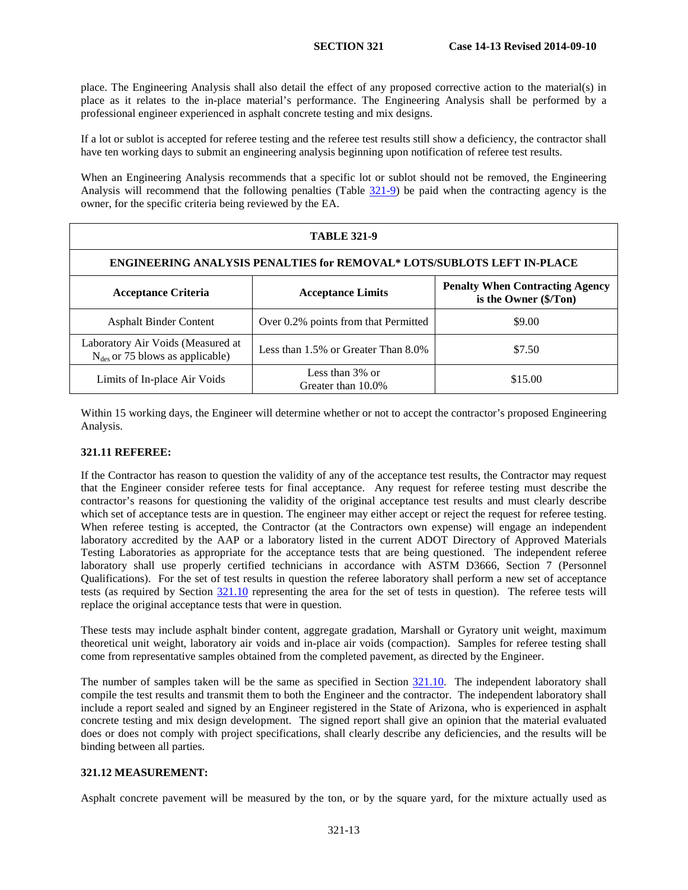place. The Engineering Analysis shall also detail the effect of any proposed corrective action to the material(s) in place as it relates to the in-place material's performance. The Engineering Analysis shall be performed by a professional engineer experienced in asphalt concrete testing and mix designs.

If a lot or sublot is accepted for referee testing and the referee test results still show a deficiency, the contractor shall have ten working days to submit an engineering analysis beginning upon notification of referee test results.

When an Engineering Analysis recommends that a specific lot or sublot should not be removed, the Engineering Analysis will recommend that the following penalties (Table 321-9) be paid when the contracting agency is the owner, for the specific criteria being reviewed by the EA.

| TABLE 321-9 | | |
|---|---|---|
| **ENGINEERING ANALYSIS PENALTIES for REMOVAL* LOTS/SUBLOTS LEFT IN-PLACE** | | |
| **Acceptance Criteria** | **Acceptance Limits** | **Penalty When Contracting Agency is the Owner ($/Ton)** |
| Asphalt Binder Content | Over 0.2% points from that Permitted | $9.00 |
| Laboratory Air Voids (Measured at $N_{des}$ or 75 blows as applicable) | Less than 1.5% or Greater Than 8.0% | $7.50 |
| Limits of In-place Air Voids | Less than 3% or Greater than 10.0% | $15.00 |

Within 15 working days, the Engineer will determine whether or not to accept the contractor's proposed Engineering Analysis.

### 321.11 REFEREE:

If the Contractor has reason to question the validity of any of the acceptance test results, the Contractor may request that the Engineer consider referee tests for final acceptance. Any request for referee testing must describe the contractor's reasons for questioning the validity of the original acceptance test results and must clearly describe which set of acceptance tests are in question. The engineer may either accept or reject the request for referee testing. When referee testing is accepted, the Contractor (at the Contractors own expense) will engage an independent laboratory accredited by the AAP or a laboratory listed in the current ADOT Directory of Approved Materials Testing Laboratories as appropriate for the acceptance tests that are being questioned. The independent referee laboratory shall use properly certified technicians in accordance with ASTM D3666, Section 7 (Personnel Qualifications). For the set of test results in question the referee laboratory shall perform a new set of acceptance tests (as required by Section 321.10 representing the area for the set of tests in question). The referee tests will replace the original acceptance tests that were in question.

These tests may include asphalt binder content, aggregate gradation, Marshall or Gyratory unit weight, maximum theoretical unit weight, laboratory air voids and in-place air voids (compaction). Samples for referee testing shall come from representative samples obtained from the completed pavement, as directed by the Engineer.

The number of samples taken will be the same as specified in Section 321.10. The independent laboratory shall compile the test results and transmit them to both the Engineer and the contractor. The independent laboratory shall include a report sealed and signed by an Engineer registered in the State of Arizona, who is experienced in asphalt concrete testing and mix design development. The signed report shall give an opinion that the material evaluated does or does not comply with project specifications, shall clearly describe any deficiencies, and the results will be binding between all parties.

### 321.12 MEASUREMENT:

Asphalt concrete pavement will be measured by the ton, or by the square yard, for the mixture actually used as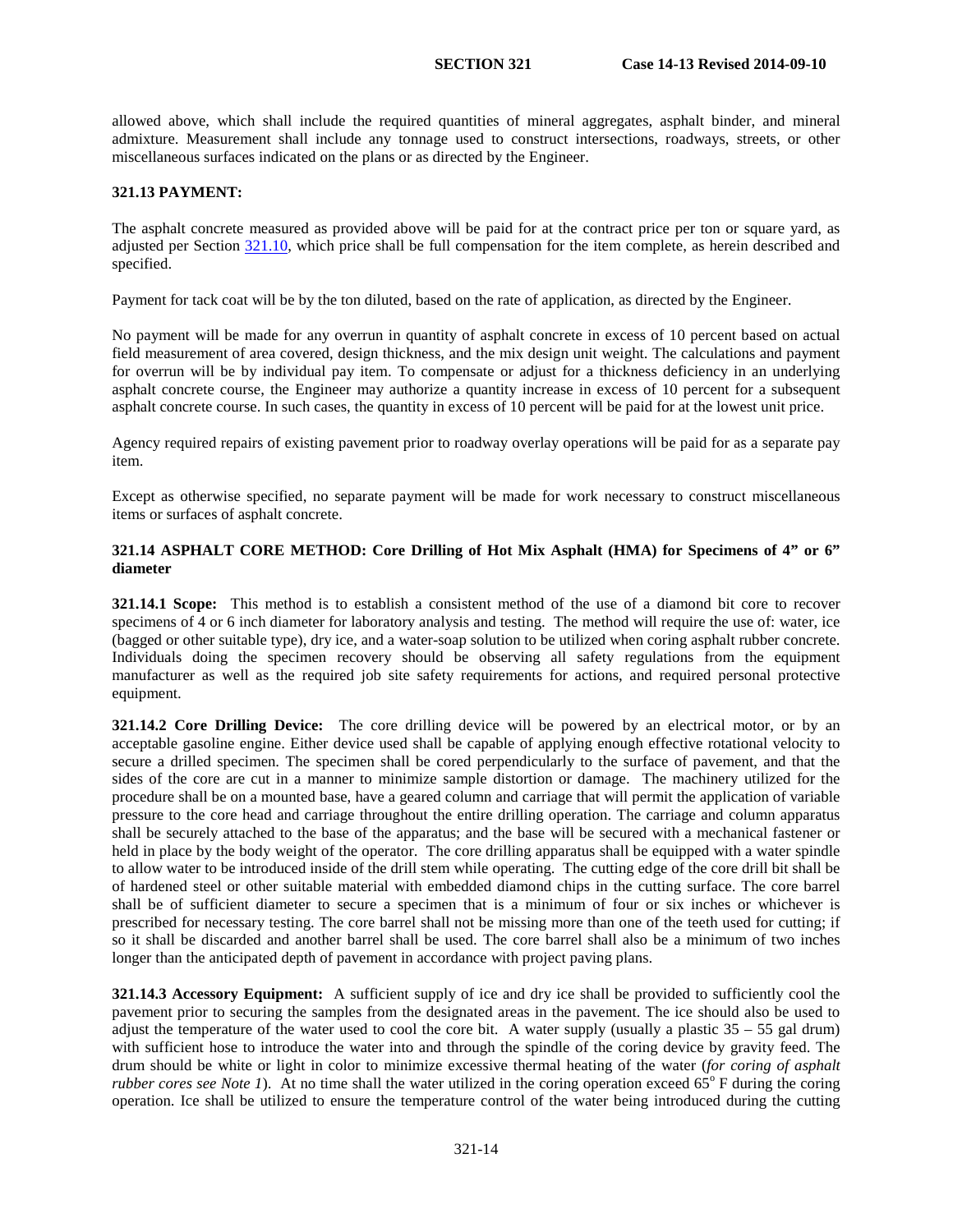allowed above, which shall include the required quantities of mineral aggregates, asphalt binder, and mineral admixture. Measurement shall include any tonnage used to construct intersections, roadways, streets, or other miscellaneous surfaces indicated on the plans or as directed by the Engineer.

### 321.13 PAYMENT:

The asphalt concrete measured as provided above will be paid for at the contract price per ton or square yard, as adjusted per Section 321.10, which price shall be full compensation for the item complete, as herein described and specified.

Payment for tack coat will be by the ton diluted, based on the rate of application, as directed by the Engineer.

No payment will be made for any overrun in quantity of asphalt concrete in excess of 10 percent based on actual field measurement of area covered, design thickness, and the mix design unit weight. The calculations and payment for overrun will be by individual pay item. To compensate or adjust for a thickness deficiency in an underlying asphalt concrete course, the Engineer may authorize a quantity increase in excess of 10 percent for a subsequent asphalt concrete course. In such cases, the quantity in excess of 10 percent will be paid for at the lowest unit price.

Agency required repairs of existing pavement prior to roadway overlay operations will be paid for as a separate pay item.

Except as otherwise specified, no separate payment will be made for work necessary to construct miscellaneous items or surfaces of asphalt concrete.

### 321.14 ASPHALT CORE METHOD: Core Drilling of Hot Mix Asphalt (HMA) for Specimens of 4" or 6" diameter

**321.14.1 Scope:** This method is to establish a consistent method of the use of a diamond bit core to recover specimens of 4 or 6 inch diameter for laboratory analysis and testing. The method will require the use of: water, ice (bagged or other suitable type), dry ice, and a water-soap solution to be utilized when coring asphalt rubber concrete. Individuals doing the specimen recovery should be observing all safety regulations from the equipment manufacturer as well as the required job site safety requirements for actions, and required personal protective equipment.

**321.14.2 Core Drilling Device:** The core drilling device will be powered by an electrical motor, or by an acceptable gasoline engine. Either device used shall be capable of applying enough effective rotational velocity to secure a drilled specimen. The specimen shall be cored perpendicularly to the surface of pavement, and that the sides of the core are cut in a manner to minimize sample distortion or damage. The machinery utilized for the procedure shall be on a mounted base, have a geared column and carriage that will permit the application of variable pressure to the core head and carriage throughout the entire drilling operation. The carriage and column apparatus shall be securely attached to the base of the apparatus; and the base will be secured with a mechanical fastener or held in place by the body weight of the operator. The core drilling apparatus shall be equipped with a water spindle to allow water to be introduced inside of the drill stem while operating. The cutting edge of the core drill bit shall be of hardened steel or other suitable material with embedded diamond chips in the cutting surface. The core barrel shall be of sufficient diameter to secure a specimen that is a minimum of four or six inches or whichever is prescribed for necessary testing. The core barrel shall not be missing more than one of the teeth used for cutting; if so it shall be discarded and another barrel shall be used. The core barrel shall also be a minimum of two inches longer than the anticipated depth of pavement in accordance with project paving plans.

**321.14.3 Accessory Equipment:** A sufficient supply of ice and dry ice shall be provided to sufficiently cool the pavement prior to securing the samples from the designated areas in the pavement. The ice should also be used to adjust the temperature of the water used to cool the core bit. A water supply (usually a plastic 35 – 55 gal drum) with sufficient hose to introduce the water into and through the spindle of the coring device by gravity feed. The drum should be white or light in color to minimize excessive thermal heating of the water (*for coring of asphalt rubber cores see Note 1*). At no time shall the water utilized in the coring operation exceed 65° F during the coring operation. Ice shall be utilized to ensure the temperature control of the water being introduced during the cutting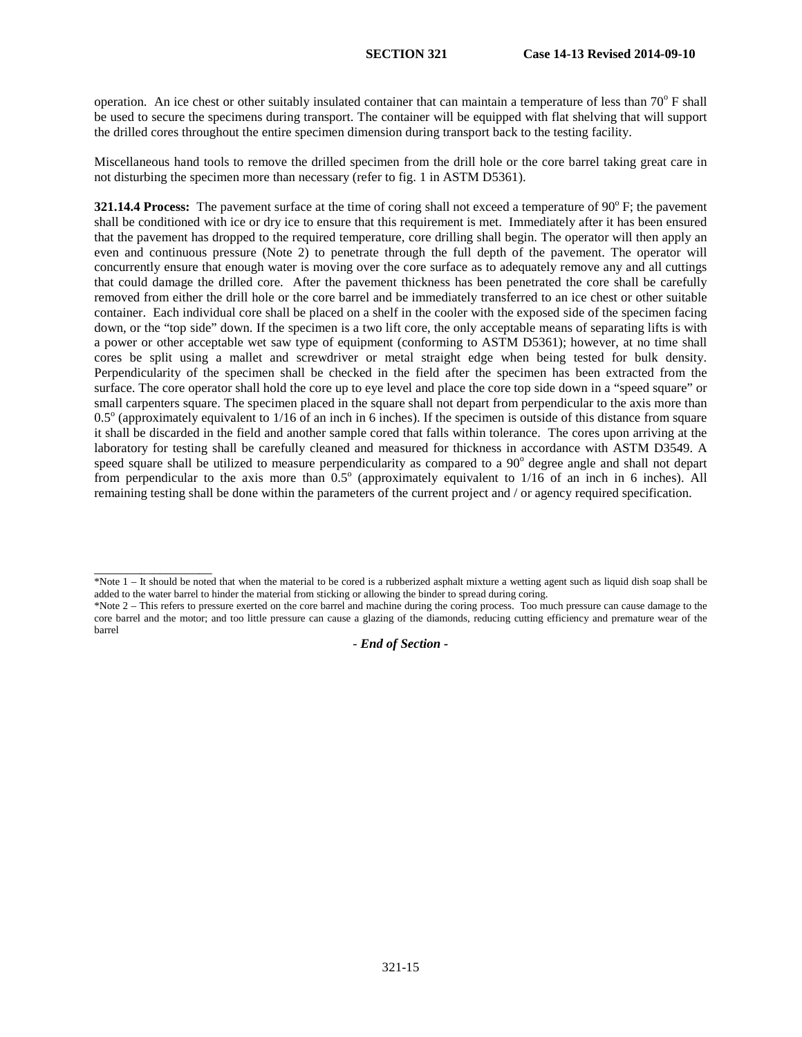operation. An ice chest or other suitably insulated container that can maintain a temperature of less than 70$^o$ F shall be used to secure the specimens during transport. The container will be equipped with flat shelving that will support the drilled cores throughout the entire specimen dimension during transport back to the testing facility.

Miscellaneous hand tools to remove the drilled specimen from the drill hole or the core barrel taking great care in not disturbing the specimen more than necessary (refer to fig. 1 in ASTM D5361).

**321.14.4 Process:** The pavement surface at the time of coring shall not exceed a temperature of 90$^o$ F; the pavement shall be conditioned with ice or dry ice to ensure that this requirement is met. Immediately after it has been ensured that the pavement has dropped to the required temperature, core drilling shall begin. The operator will then apply an even and continuous pressure (Note 2) to penetrate through the full depth of the pavement. The operator will concurrently ensure that enough water is moving over the core surface as to adequately remove any and all cuttings that could damage the drilled core. After the pavement thickness has been penetrated the core shall be carefully removed from either the drill hole or the core barrel and be immediately transferred to an ice chest or other suitable container. Each individual core shall be placed on a shelf in the cooler with the exposed side of the specimen facing down, or the "top side" down. If the specimen is a two lift core, the only acceptable means of separating lifts is with a power or other acceptable wet saw type of equipment (conforming to ASTM D5361); however, at no time shall cores be split using a mallet and screwdriver or metal straight edge when being tested for bulk density. Perpendicularity of the specimen shall be checked in the field after the specimen has been extracted from the surface. The core operator shall hold the core up to eye level and place the core top side down in a "speed square" or small carpenters square. The specimen placed in the square shall not depart from perpendicular to the axis more than 0.5$^o$ (approximately equivalent to 1/16 of an inch in 6 inches). If the specimen is outside of this distance from square it shall be discarded in the field and another sample cored that falls within tolerance. The cores upon arriving at the laboratory for testing shall be carefully cleaned and measured for thickness in accordance with ASTM D3549. A speed square shall be utilized to measure perpendicularity as compared to a 90$^o$ degree angle and shall not depart from perpendicular to the axis more than 0.5$^o$ (approximately equivalent to 1/16 of an inch in 6 inches). All remaining testing shall be done within the parameters of the current project and / or agency required specification.

---

*Note 1 – It should be noted that when the material to be cored is a rubberized asphalt mixture a wetting agent such as liquid dish soap shall be added to the water barrel to hinder the material from sticking or allowing the binder to spread during coring.

*Note 2 – This refers to pressure exerted on the core barrel and machine during the coring process. Too much pressure can cause damage to the core barrel and the motor; and too little pressure can cause a glazing of the diamonds, reducing cutting efficiency and premature wear of the barrel

*- End of Section -*